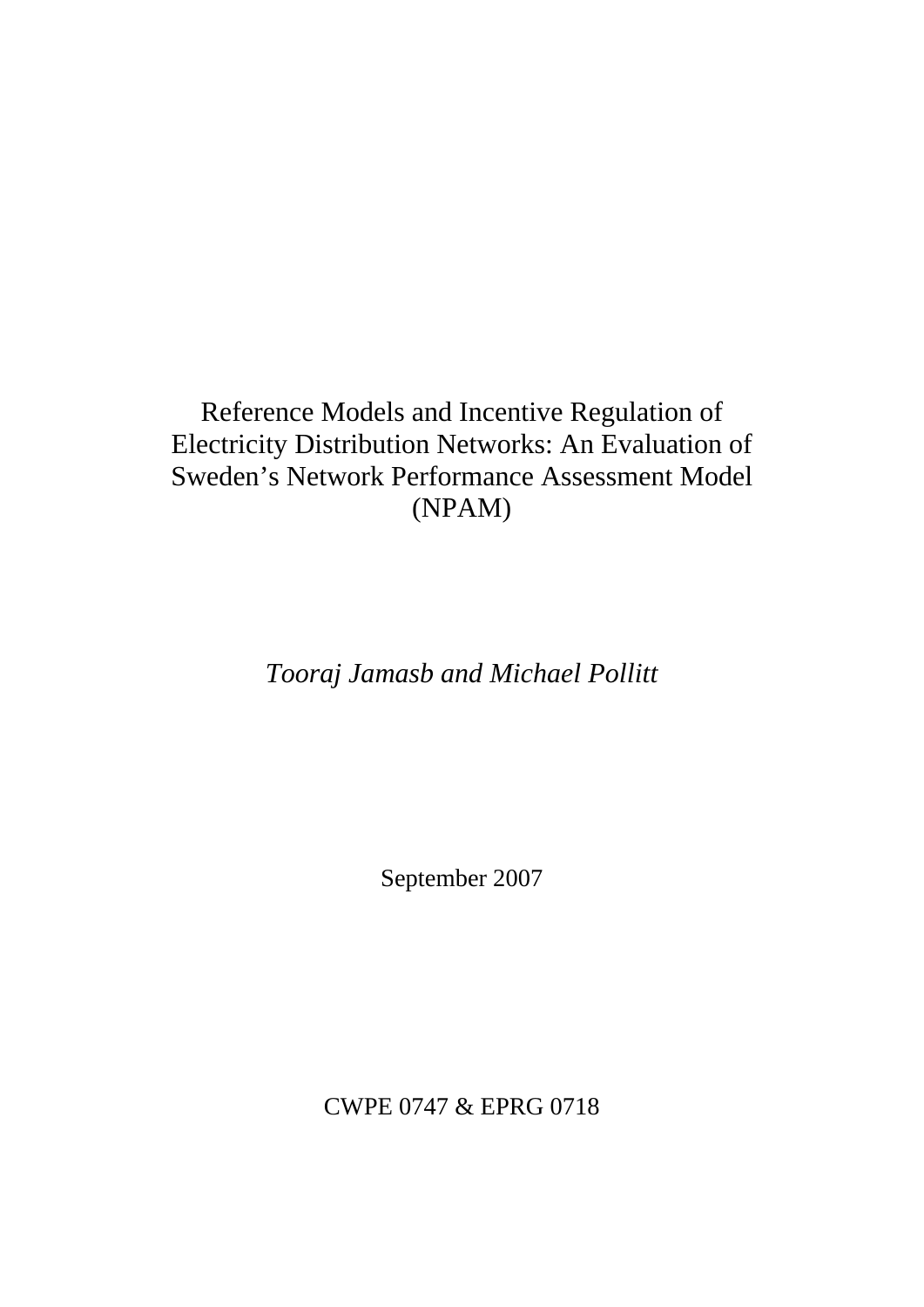# Reference Models and Incentive Regulation of Electricity Distribution Networks: An Evaluation of Sweden's Network Performance Assessment Model (NPAM)

*Tooraj Jamasb and Michael Pollitt*

September 2007

CWPE 0747 & EPRG 0718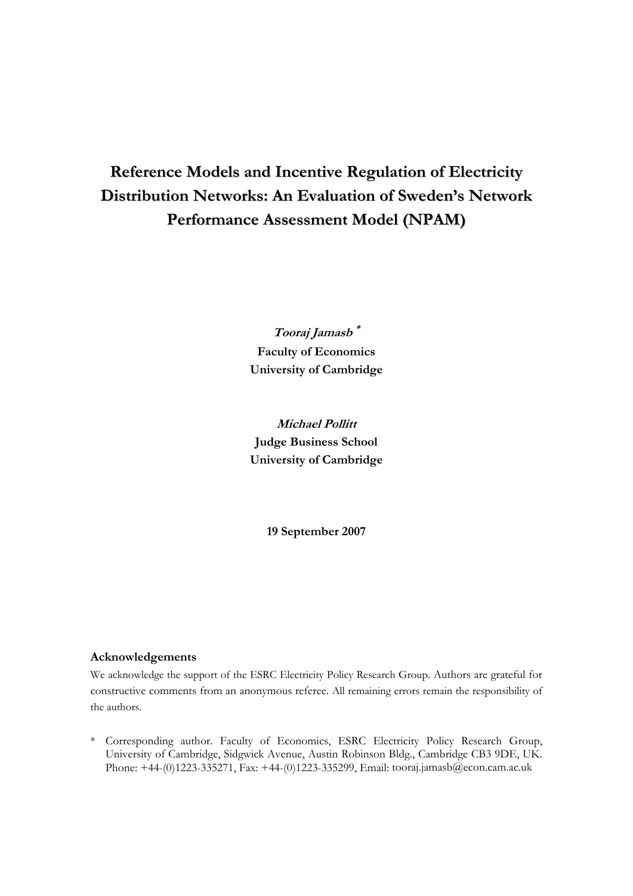# Reference Models and Incentive Regulation of Electricity Distribution Networks: An Evaluation of Sweden's Network Performance Assessment Model (NPAM)

***Tooraj Jamasb*** [*]
**Faculty of Economics**
**University of Cambridge**

***Michael Pollitt***
**Judge Business School**
**University of Cambridge**

**19 September 2007**

**Acknowledgements**

We acknowledge the support of the ESRC Electricity Policy Research Group. Authors are grateful for constructive comments from an anonymous referee. All remaining errors remain the responsibility of the authors.

[*] Corresponding author. Faculty of Economics, ESRC Electricity Policy Research Group, University of Cambridge, Sidgwick Avenue, Austin Robinson Bldg., Cambridge CB3 9DE, UK. Phone: +44-(0)1223-335271, Fax: +44-(0)1223-335299, Email: tooraj.jamasb@econ.cam.ac.uk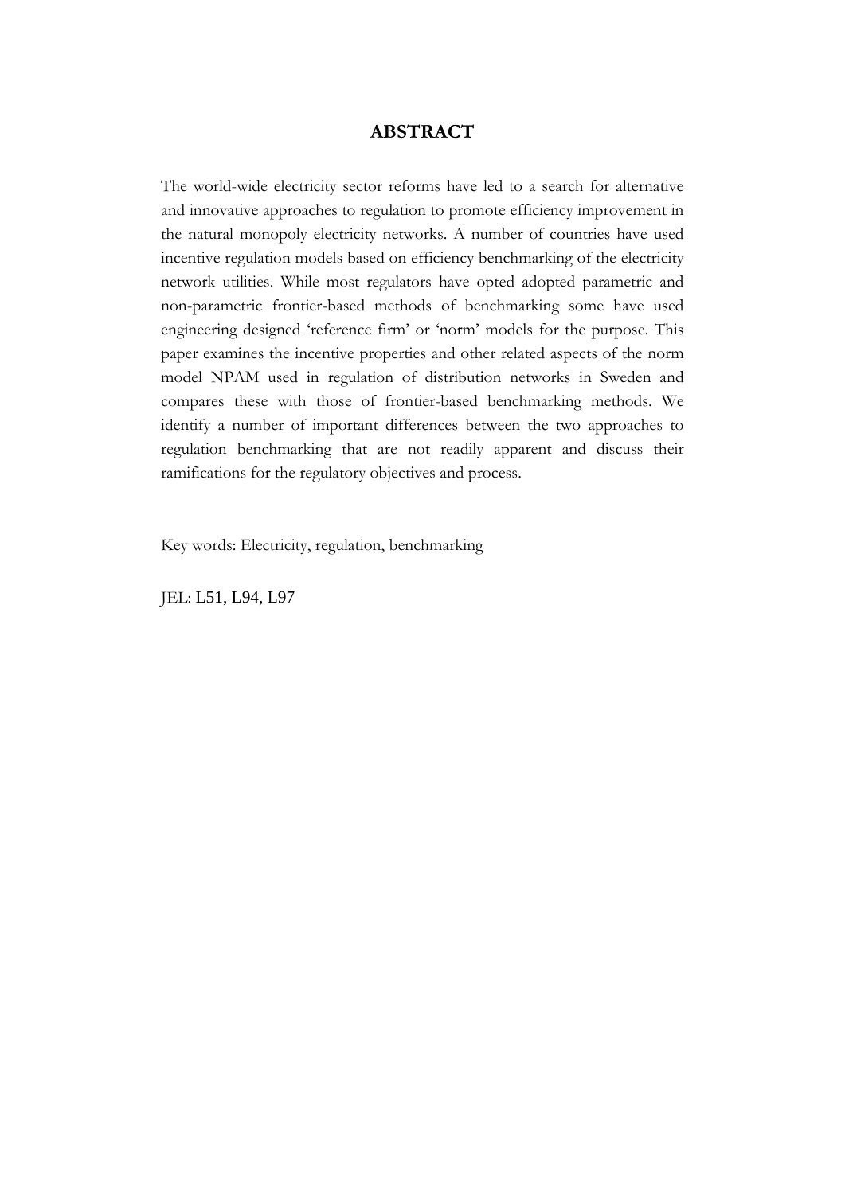## ABSTRACT

The world-wide electricity sector reforms have led to a search for alternative and innovative approaches to regulation to promote efficiency improvement in the natural monopoly electricity networks. A number of countries have used incentive regulation models based on efficiency benchmarking of the electricity network utilities. While most regulators have opted adopted parametric and non-parametric frontier-based methods of benchmarking some have used engineering designed 'reference firm' or 'norm' models for the purpose. This paper examines the incentive properties and other related aspects of the norm model NPAM used in regulation of distribution networks in Sweden and compares these with those of frontier-based benchmarking methods. We identify a number of important differences between the two approaches to regulation benchmarking that are not readily apparent and discuss their ramifications for the regulatory objectives and process.

Key words: Electricity, regulation, benchmarking

JEL: L51, L94, L97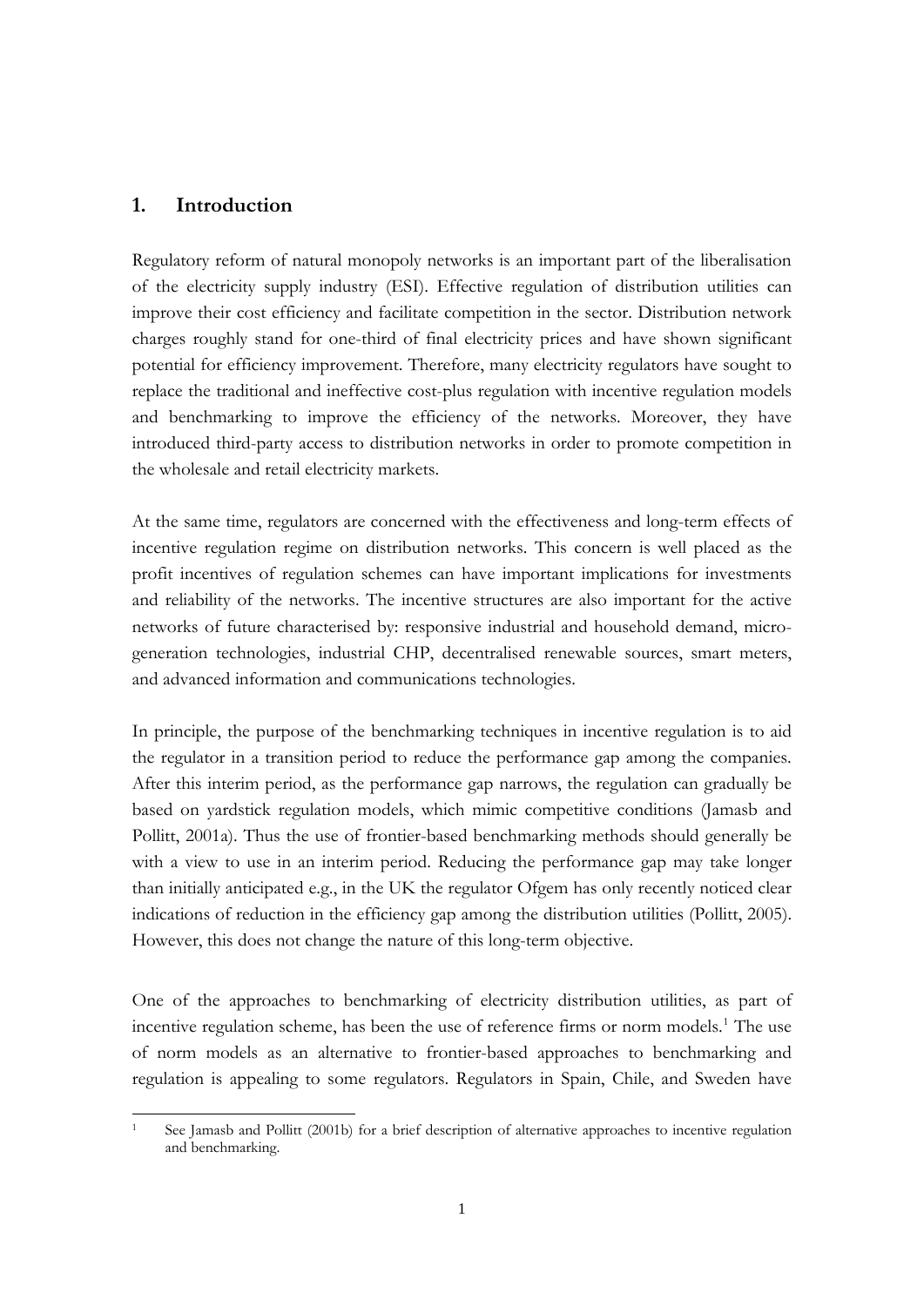## 1. Introduction

Regulatory reform of natural monopoly networks is an important part of the liberalisation of the electricity supply industry (ESI). Effective regulation of distribution utilities can improve their cost efficiency and facilitate competition in the sector. Distribution network charges roughly stand for one-third of final electricity prices and have shown significant potential for efficiency improvement. Therefore, many electricity regulators have sought to replace the traditional and ineffective cost-plus regulation with incentive regulation models and benchmarking to improve the efficiency of the networks. Moreover, they have introduced third-party access to distribution networks in order to promote competition in the wholesale and retail electricity markets.

At the same time, regulators are concerned with the effectiveness and long-term effects of incentive regulation regime on distribution networks. This concern is well placed as the profit incentives of regulation schemes can have important implications for investments and reliability of the networks. The incentive structures are also important for the active networks of future characterised by: responsive industrial and household demand, micro-generation technologies, industrial CHP, decentralised renewable sources, smart meters, and advanced information and communications technologies.

In principle, the purpose of the benchmarking techniques in incentive regulation is to aid the regulator in a transition period to reduce the performance gap among the companies. After this interim period, as the performance gap narrows, the regulation can gradually be based on yardstick regulation models, which mimic competitive conditions (Jamasb and Pollitt, 2001a). Thus the use of frontier-based benchmarking methods should generally be with a view to use in an interim period. Reducing the performance gap may take longer than initially anticipated e.g., in the UK the regulator Ofgem has only recently noticed clear indications of reduction in the efficiency gap among the distribution utilities (Pollitt, 2005). However, this does not change the nature of this long-term objective.

One of the approaches to benchmarking of electricity distribution utilities, as part of incentive regulation scheme, has been the use of reference firms or norm models.[1] The use of norm models as an alternative to frontier-based approaches to benchmarking and regulation is appealing to some regulators. Regulators in Spain, Chile, and Sweden have

[1] See Jamasb and Pollitt (2001b) for a brief description of alternative approaches to incentive regulation and benchmarking.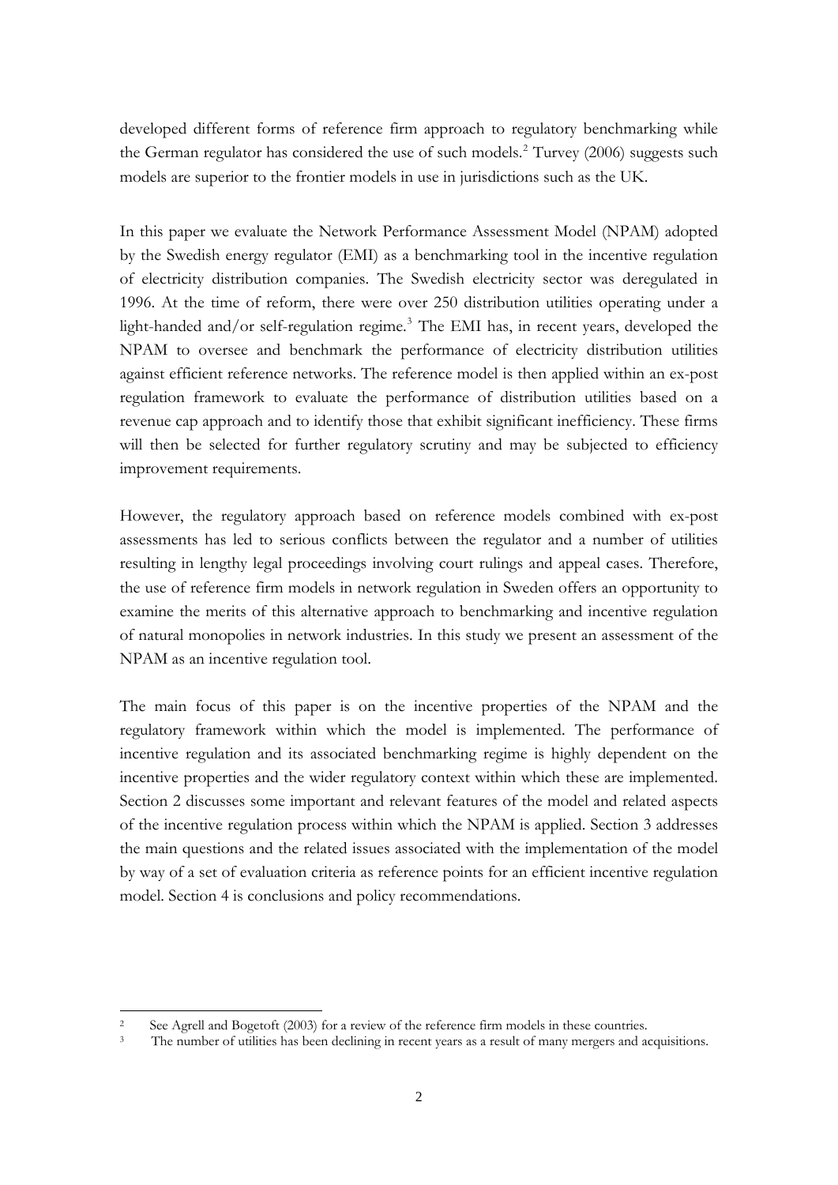developed different forms of reference firm approach to regulatory benchmarking while the German regulator has considered the use of such models.[2] Turvey (2006) suggests such models are superior to the frontier models in use in jurisdictions such as the UK.

In this paper we evaluate the Network Performance Assessment Model (NPAM) adopted by the Swedish energy regulator (EMI) as a benchmarking tool in the incentive regulation of electricity distribution companies. The Swedish electricity sector was deregulated in 1996. At the time of reform, there were over 250 distribution utilities operating under a light-handed and/or self-regulation regime.[3] The EMI has, in recent years, developed the NPAM to oversee and benchmark the performance of electricity distribution utilities against efficient reference networks. The reference model is then applied within an ex-post regulation framework to evaluate the performance of distribution utilities based on a revenue cap approach and to identify those that exhibit significant inefficiency. These firms will then be selected for further regulatory scrutiny and may be subjected to efficiency improvement requirements.

However, the regulatory approach based on reference models combined with ex-post assessments has led to serious conflicts between the regulator and a number of utilities resulting in lengthy legal proceedings involving court rulings and appeal cases. Therefore, the use of reference firm models in network regulation in Sweden offers an opportunity to examine the merits of this alternative approach to benchmarking and incentive regulation of natural monopolies in network industries. In this study we present an assessment of the NPAM as an incentive regulation tool.

The main focus of this paper is on the incentive properties of the NPAM and the regulatory framework within which the model is implemented. The performance of incentive regulation and its associated benchmarking regime is highly dependent on the incentive properties and the wider regulatory context within which these are implemented. Section 2 discusses some important and relevant features of the model and related aspects of the incentive regulation process within which the NPAM is applied. Section 3 addresses the main questions and the related issues associated with the implementation of the model by way of a set of evaluation criteria as reference points for an efficient incentive regulation model. Section 4 is conclusions and policy recommendations.

---

[2] See Agrell and Bogetoft (2003) for a review of the reference firm models in these countries.

[3] The number of utilities has been declining in recent years as a result of many mergers and acquisitions.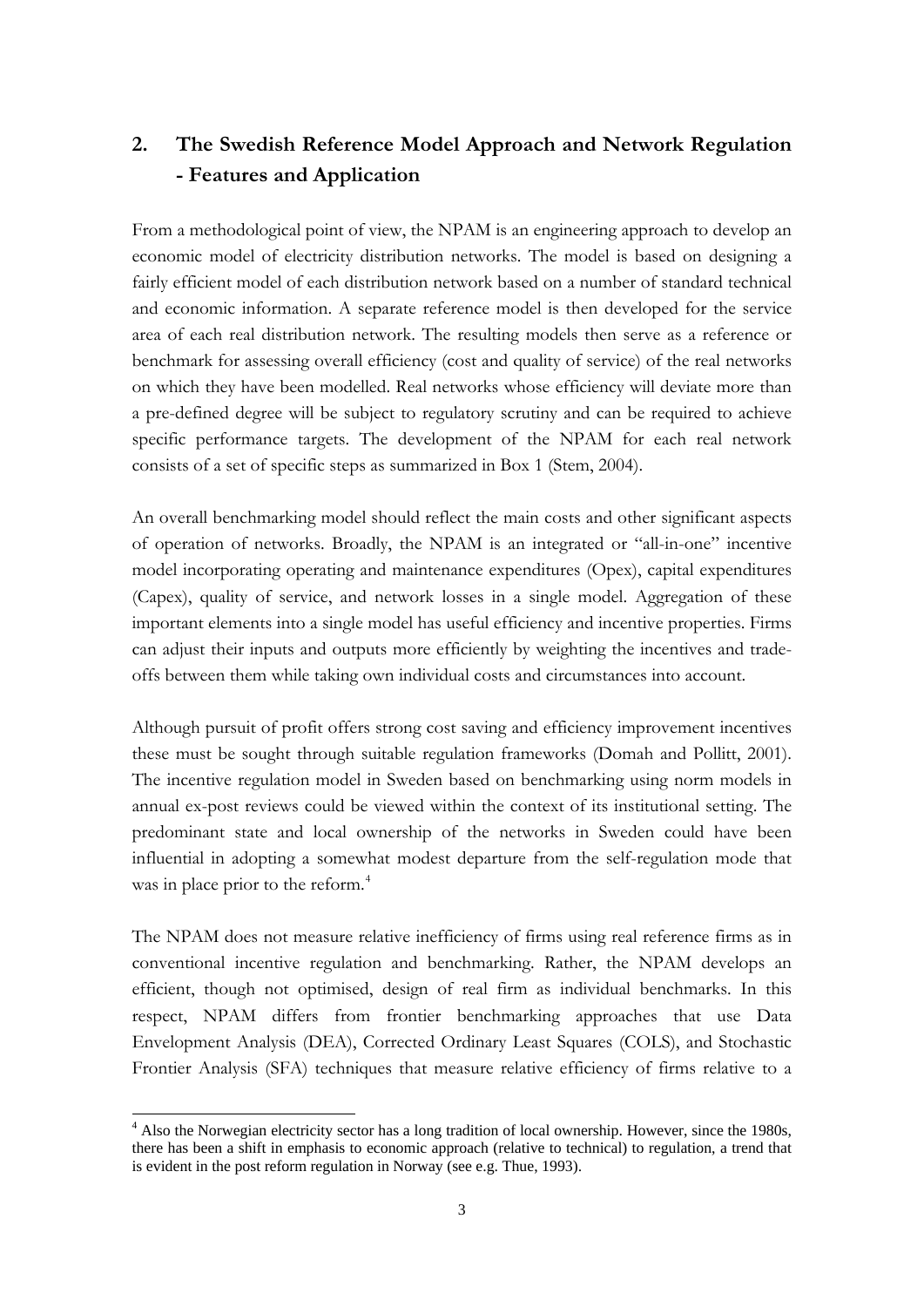## 2. The Swedish Reference Model Approach and Network Regulation - Features and Application

From a methodological point of view, the NPAM is an engineering approach to develop an economic model of electricity distribution networks. The model is based on designing a fairly efficient model of each distribution network based on a number of standard technical and economic information. A separate reference model is then developed for the service area of each real distribution network. The resulting models then serve as a reference or benchmark for assessing overall efficiency (cost and quality of service) of the real networks on which they have been modelled. Real networks whose efficiency will deviate more than a pre-defined degree will be subject to regulatory scrutiny and can be required to achieve specific performance targets. The development of the NPAM for each real network consists of a set of specific steps as summarized in Box 1 (Stem, 2004).

An overall benchmarking model should reflect the main costs and other significant aspects of operation of networks. Broadly, the NPAM is an integrated or "all-in-one" incentive model incorporating operating and maintenance expenditures (Opex), capital expenditures (Capex), quality of service, and network losses in a single model. Aggregation of these important elements into a single model has useful efficiency and incentive properties. Firms can adjust their inputs and outputs more efficiently by weighting the incentives and trade-offs between them while taking own individual costs and circumstances into account.

Although pursuit of profit offers strong cost saving and efficiency improvement incentives these must be sought through suitable regulation frameworks (Domah and Pollitt, 2001). The incentive regulation model in Sweden based on benchmarking using norm models in annual ex-post reviews could be viewed within the context of its institutional setting. The predominant state and local ownership of the networks in Sweden could have been influential in adopting a somewhat modest departure from the self-regulation mode that was in place prior to the reform.[4]

The NPAM does not measure relative inefficiency of firms using real reference firms as in conventional incentive regulation and benchmarking. Rather, the NPAM develops an efficient, though not optimised, design of real firm as individual benchmarks. In this respect, NPAM differs from frontier benchmarking approaches that use Data Envelopment Analysis (DEA), Corrected Ordinary Least Squares (COLS), and Stochastic Frontier Analysis (SFA) techniques that measure relative efficiency of firms relative to a

[4] Also the Norwegian electricity sector has a long tradition of local ownership. However, since the 1980s, there has been a shift in emphasis to economic approach (relative to technical) to regulation, a trend that is evident in the post reform regulation in Norway (see e.g. Thue, 1993).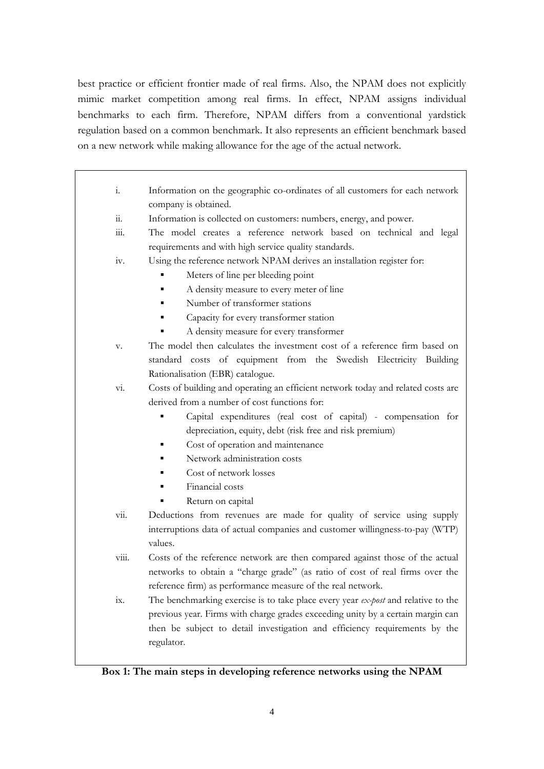best practice or efficient frontier made of real firms. Also, the NPAM does not explicitly mimic market competition among real firms. In effect, NPAM assigns individual benchmarks to each firm. Therefore, NPAM differs from a conventional yardstick regulation based on a common benchmark. It also represents an efficient benchmark based on a new network while making allowance for the age of the actual network.

i. Information on the geographic co-ordinates of all customers for each network company is obtained.

ii. Information is collected on customers: numbers, energy, and power.

iii. The model creates a reference network based on technical and legal requirements and with high service quality standards.

iv. Using the reference network NPAM derives an installation register for:
   - Meters of line per bleeding point
   - A density measure to every meter of line
   - Number of transformer stations
   - Capacity for every transformer station
   - A density measure for every transformer

v. The model then calculates the investment cost of a reference firm based on standard costs of equipment from the Swedish Electricity Building Rationalisation (EBR) catalogue.

vi. Costs of building and operating an efficient network today and related costs are derived from a number of cost functions for:
   - Capital expenditures (real cost of capital) - compensation for depreciation, equity, debt (risk free and risk premium)
   - Cost of operation and maintenance
   - Network administration costs
   - Cost of network losses
   - Financial costs
   - Return on capital

vii. Deductions from revenues are made for quality of service using supply interruptions data of actual companies and customer willingness-to-pay (WTP) values.

viii. Costs of the reference network are then compared against those of the actual networks to obtain a "charge grade" (as ratio of cost of real firms over the reference firm) as performance measure of the real network.

ix. The benchmarking exercise is to take place every year *ex-post* and relative to the previous year. Firms with charge grades exceeding unity by a certain margin can then be subject to detail investigation and efficiency requirements by the regulator.

**Box 1: The main steps in developing reference networks using the NPAM**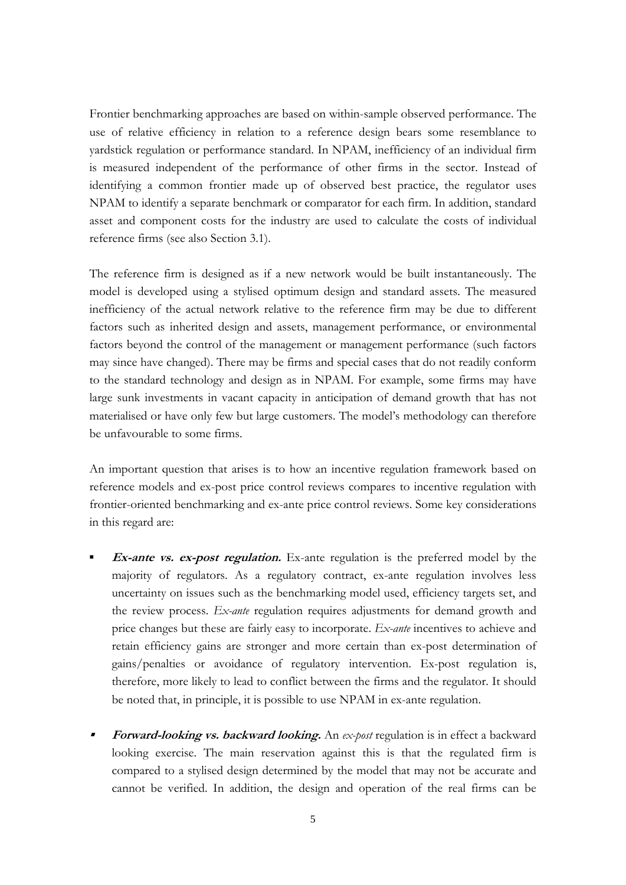Frontier benchmarking approaches are based on within-sample observed performance. The use of relative efficiency in relation to a reference design bears some resemblance to yardstick regulation or performance standard. In NPAM, inefficiency of an individual firm is measured independent of the performance of other firms in the sector. Instead of identifying a common frontier made up of observed best practice, the regulator uses NPAM to identify a separate benchmark or comparator for each firm. In addition, standard asset and component costs for the industry are used to calculate the costs of individual reference firms (see also Section 3.1).

The reference firm is designed as if a new network would be built instantaneously. The model is developed using a stylised optimum design and standard assets. The measured inefficiency of the actual network relative to the reference firm may be due to different factors such as inherited design and assets, management performance, or environmental factors beyond the control of the management or management performance (such factors may since have changed). There may be firms and special cases that do not readily conform to the standard technology and design as in NPAM. For example, some firms may have large sunk investments in vacant capacity in anticipation of demand growth that has not materialised or have only few but large customers. The model's methodology can therefore be unfavourable to some firms.

An important question that arises is to how an incentive regulation framework based on reference models and ex-post price control reviews compares to incentive regulation with frontier-oriented benchmarking and ex-ante price control reviews. Some key considerations in this regard are:

- ***Ex-ante vs. ex-post regulation.*** Ex-ante regulation is the preferred model by the majority of regulators. As a regulatory contract, ex-ante regulation involves less uncertainty on issues such as the benchmarking model used, efficiency targets set, and the review process. *Ex-ante* regulation requires adjustments for demand growth and price changes but these are fairly easy to incorporate. *Ex-ante* incentives to achieve and retain efficiency gains are stronger and more certain than ex-post determination of gains/penalties or avoidance of regulatory intervention. Ex-post regulation is, therefore, more likely to lead to conflict between the firms and the regulator. It should be noted that, in principle, it is possible to use NPAM in ex-ante regulation.

- ***Forward-looking vs. backward looking.*** An *ex-post* regulation is in effect a backward looking exercise. The main reservation against this is that the regulated firm is compared to a stylised design determined by the model that may not be accurate and cannot be verified. In addition, the design and operation of the real firms can be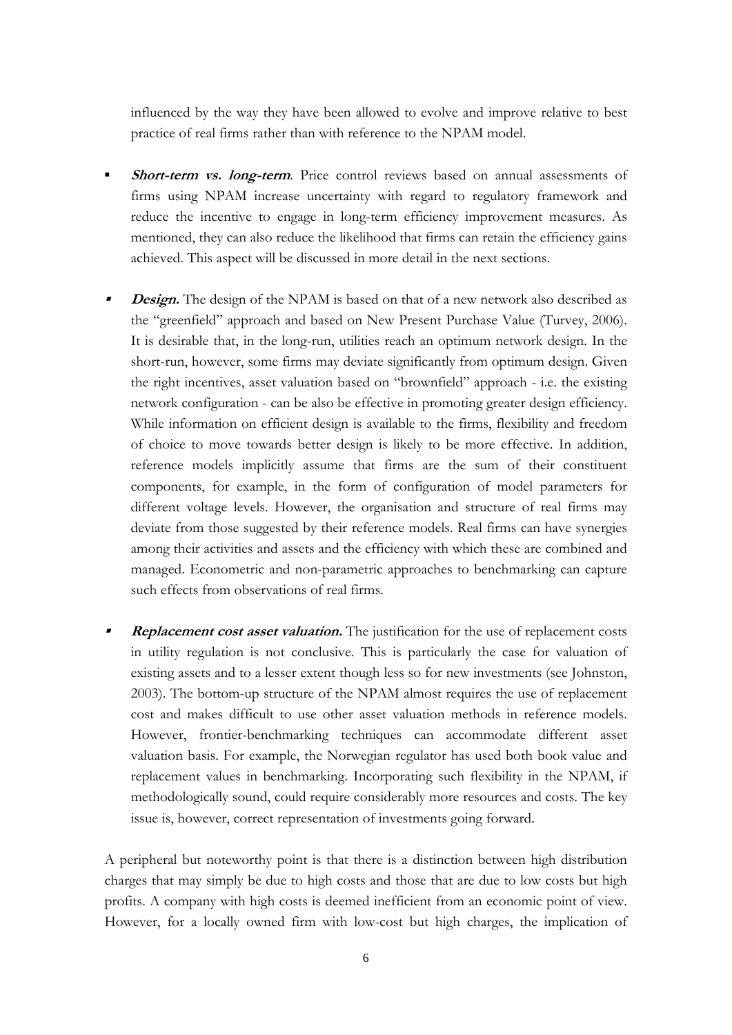influenced by the way they have been allowed to evolve and improve relative to best practice of real firms rather than with reference to the NPAM model.

- ***Short-term vs. long-term***. Price control reviews based on annual assessments of firms using NPAM increase uncertainty with regard to regulatory framework and reduce the incentive to engage in long-term efficiency improvement measures. As mentioned, they can also reduce the likelihood that firms can retain the efficiency gains achieved. This aspect will be discussed in more detail in the next sections.

- ***Design.*** The design of the NPAM is based on that of a new network also described as the "greenfield" approach and based on New Present Purchase Value (Turvey, 2006). It is desirable that, in the long-run, utilities reach an optimum network design. In the short-run, however, some firms may deviate significantly from optimum design. Given the right incentives, asset valuation based on "brownfield" approach - i.e. the existing network configuration - can be also be effective in promoting greater design efficiency. While information on efficient design is available to the firms, flexibility and freedom of choice to move towards better design is likely to be more effective. In addition, reference models implicitly assume that firms are the sum of their constituent components, for example, in the form of configuration of model parameters for different voltage levels. However, the organisation and structure of real firms may deviate from those suggested by their reference models. Real firms can have synergies among their activities and assets and the efficiency with which these are combined and managed. Econometric and non-parametric approaches to benchmarking can capture such effects from observations of real firms.

- ***Replacement cost asset valuation.*** The justification for the use of replacement costs in utility regulation is not conclusive. This is particularly the case for valuation of existing assets and to a lesser extent though less so for new investments (see Johnston, 2003). The bottom-up structure of the NPAM almost requires the use of replacement cost and makes difficult to use other asset valuation methods in reference models. However, frontier-benchmarking techniques can accommodate different asset valuation basis. For example, the Norwegian regulator has used both book value and replacement values in benchmarking. Incorporating such flexibility in the NPAM, if methodologically sound, could require considerably more resources and costs. The key issue is, however, correct representation of investments going forward.

A peripheral but noteworthy point is that there is a distinction between high distribution charges that may simply be due to high costs and those that are due to low costs but high profits. A company with high costs is deemed inefficient from an economic point of view. However, for a locally owned firm with low-cost but high charges, the implication of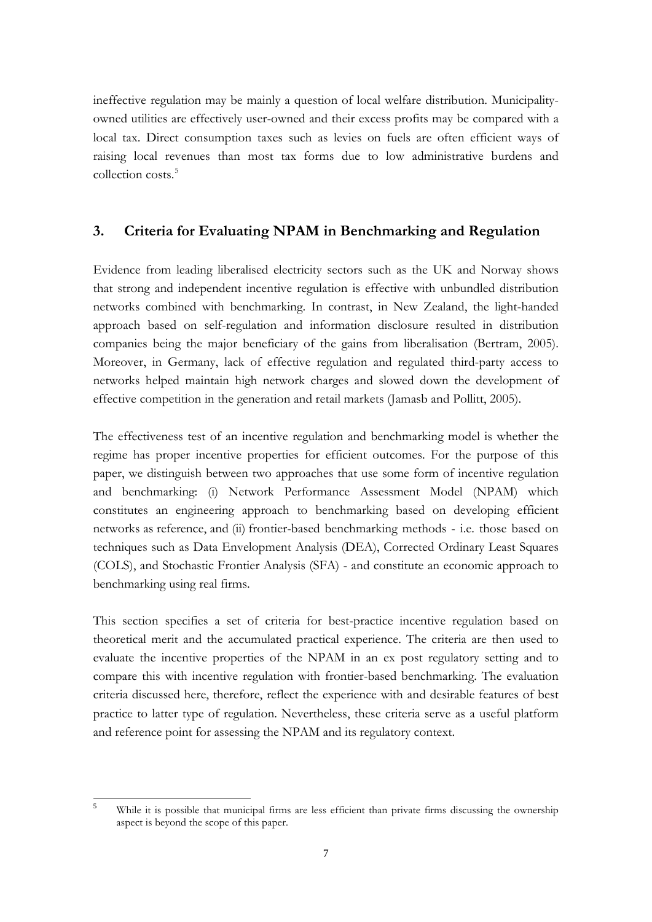ineffective regulation may be mainly a question of local welfare distribution. Municipality-owned utilities are effectively user-owned and their excess profits may be compared with a local tax. Direct consumption taxes such as levies on fuels are often efficient ways of raising local revenues than most tax forms due to low administrative burdens and collection costs.[5]

## 3. Criteria for Evaluating NPAM in Benchmarking and Regulation

Evidence from leading liberalised electricity sectors such as the UK and Norway shows that strong and independent incentive regulation is effective with unbundled distribution networks combined with benchmarking. In contrast, in New Zealand, the light-handed approach based on self-regulation and information disclosure resulted in distribution companies being the major beneficiary of the gains from liberalisation (Bertram, 2005). Moreover, in Germany, lack of effective regulation and regulated third-party access to networks helped maintain high network charges and slowed down the development of effective competition in the generation and retail markets (Jamasb and Pollitt, 2005).

The effectiveness test of an incentive regulation and benchmarking model is whether the regime has proper incentive properties for efficient outcomes. For the purpose of this paper, we distinguish between two approaches that use some form of incentive regulation and benchmarking: (i) Network Performance Assessment Model (NPAM) which constitutes an engineering approach to benchmarking based on developing efficient networks as reference, and (ii) frontier-based benchmarking methods - i.e. those based on techniques such as Data Envelopment Analysis (DEA), Corrected Ordinary Least Squares (COLS), and Stochastic Frontier Analysis (SFA) - and constitute an economic approach to benchmarking using real firms.

This section specifies a set of criteria for best-practice incentive regulation based on theoretical merit and the accumulated practical experience. The criteria are then used to evaluate the incentive properties of the NPAM in an ex post regulatory setting and to compare this with incentive regulation with frontier-based benchmarking. The evaluation criteria discussed here, therefore, reflect the experience with and desirable features of best practice to latter type of regulation. Nevertheless, these criteria serve as a useful platform and reference point for assessing the NPAM and its regulatory context.

[5] While it is possible that municipal firms are less efficient than private firms discussing the ownership aspect is beyond the scope of this paper.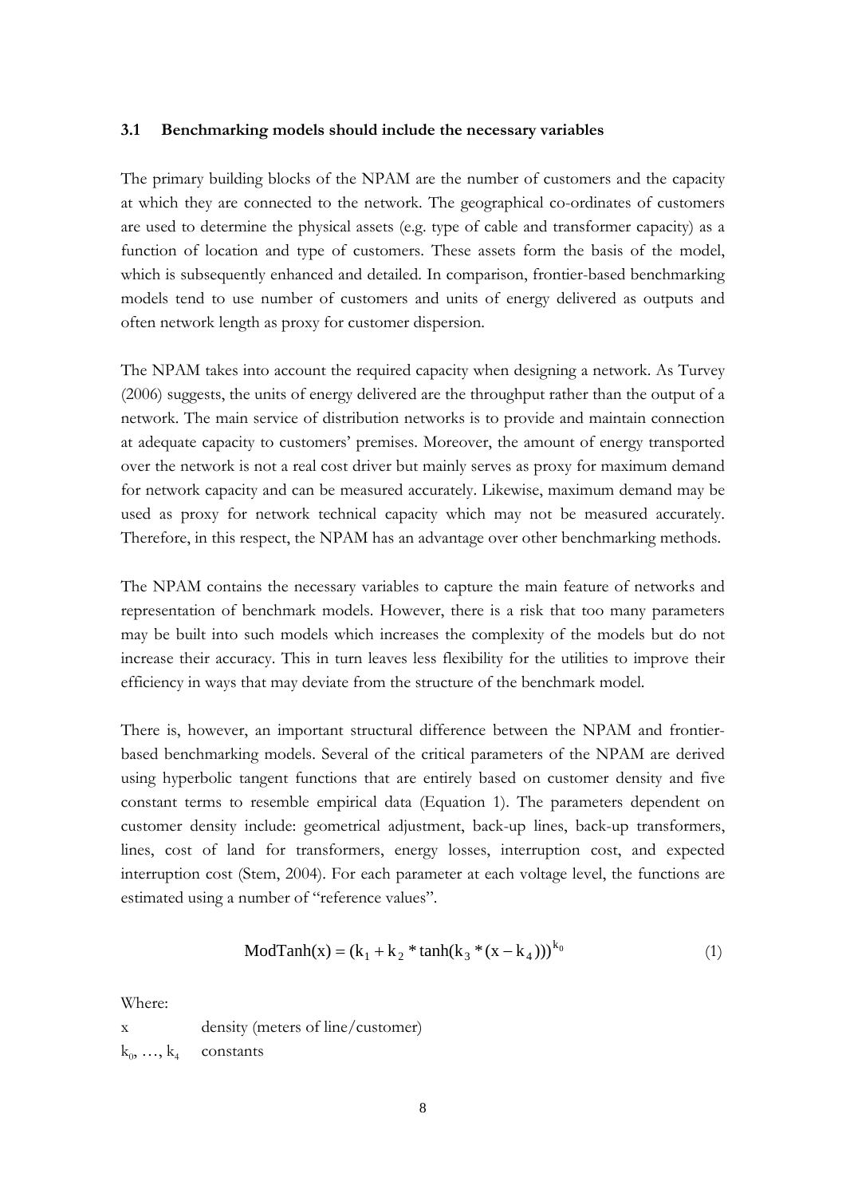### 3.1 Benchmarking models should include the necessary variables

The primary building blocks of the NPAM are the number of customers and the capacity at which they are connected to the network. The geographical co-ordinates of customers are used to determine the physical assets (e.g. type of cable and transformer capacity) as a function of location and type of customers. These assets form the basis of the model, which is subsequently enhanced and detailed. In comparison, frontier-based benchmarking models tend to use number of customers and units of energy delivered as outputs and often network length as proxy for customer dispersion.

The NPAM takes into account the required capacity when designing a network. As Turvey (2006) suggests, the units of energy delivered are the throughput rather than the output of a network. The main service of distribution networks is to provide and maintain connection at adequate capacity to customers' premises. Moreover, the amount of energy transported over the network is not a real cost driver but mainly serves as proxy for maximum demand for network capacity and can be measured accurately. Likewise, maximum demand may be used as proxy for network technical capacity which may not be measured accurately. Therefore, in this respect, the NPAM has an advantage over other benchmarking methods.

The NPAM contains the necessary variables to capture the main feature of networks and representation of benchmark models. However, there is a risk that too many parameters may be built into such models which increases the complexity of the models but do not increase their accuracy. This in turn leaves less flexibility for the utilities to improve their efficiency in ways that may deviate from the structure of the benchmark model.

There is, however, an important structural difference between the NPAM and frontier-based benchmarking models. Several of the critical parameters of the NPAM are derived using hyperbolic tangent functions that are entirely based on customer density and five constant terms to resemble empirical data (Equation 1). The parameters dependent on customer density include: geometrical adjustment, back-up lines, back-up transformers, lines, cost of land for transformers, energy losses, interruption cost, and expected interruption cost (Stem, 2004). For each parameter at each voltage level, the functions are estimated using a number of "reference values".

$$\text{ModTanh}(x) = (k_1 + k_2 * \tanh(k_3 * (x - k_4)))^{k_0} \qquad (1)$$

Where:

$x$ density (meters of line/customer)

$k_0, \ldots, k_4$ constants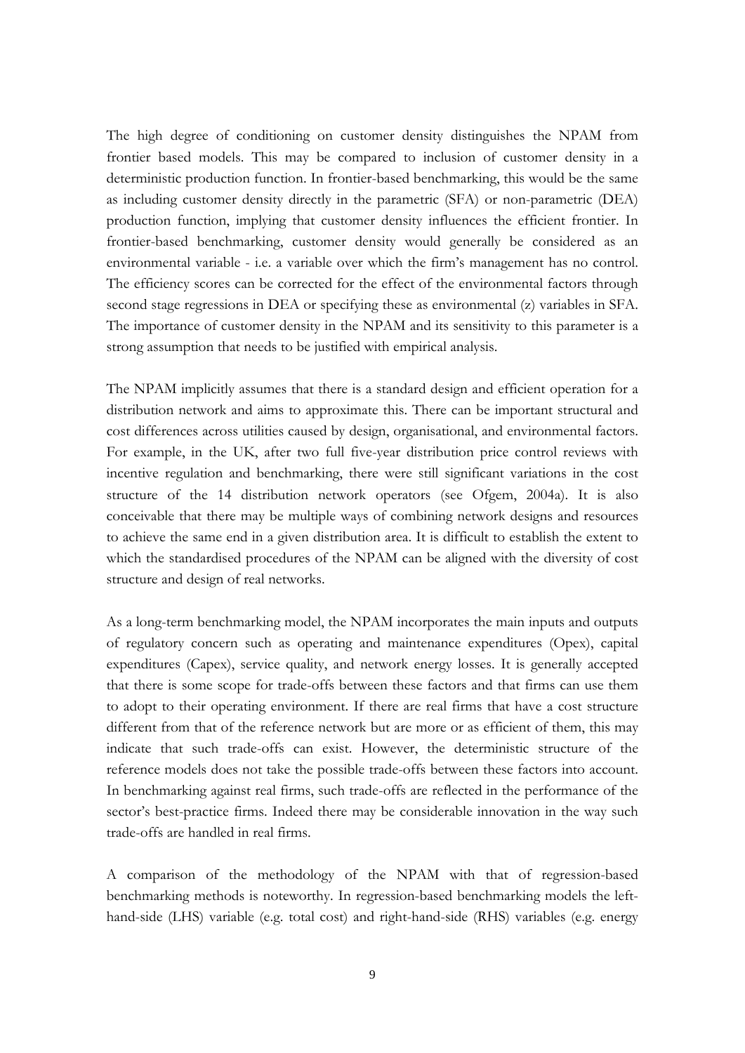The high degree of conditioning on customer density distinguishes the NPAM from frontier based models. This may be compared to inclusion of customer density in a deterministic production function. In frontier-based benchmarking, this would be the same as including customer density directly in the parametric (SFA) or non-parametric (DEA) production function, implying that customer density influences the efficient frontier. In frontier-based benchmarking, customer density would generally be considered as an environmental variable - i.e. a variable over which the firm's management has no control. The efficiency scores can be corrected for the effect of the environmental factors through second stage regressions in DEA or specifying these as environmental (z) variables in SFA. The importance of customer density in the NPAM and its sensitivity to this parameter is a strong assumption that needs to be justified with empirical analysis.

The NPAM implicitly assumes that there is a standard design and efficient operation for a distribution network and aims to approximate this. There can be important structural and cost differences across utilities caused by design, organisational, and environmental factors. For example, in the UK, after two full five-year distribution price control reviews with incentive regulation and benchmarking, there were still significant variations in the cost structure of the 14 distribution network operators (see Ofgem, 2004a). It is also conceivable that there may be multiple ways of combining network designs and resources to achieve the same end in a given distribution area. It is difficult to establish the extent to which the standardised procedures of the NPAM can be aligned with the diversity of cost structure and design of real networks.

As a long-term benchmarking model, the NPAM incorporates the main inputs and outputs of regulatory concern such as operating and maintenance expenditures (Opex), capital expenditures (Capex), service quality, and network energy losses. It is generally accepted that there is some scope for trade-offs between these factors and that firms can use them to adopt to their operating environment. If there are real firms that have a cost structure different from that of the reference network but are more or as efficient of them, this may indicate that such trade-offs can exist. However, the deterministic structure of the reference models does not take the possible trade-offs between these factors into account. In benchmarking against real firms, such trade-offs are reflected in the performance of the sector's best-practice firms. Indeed there may be considerable innovation in the way such trade-offs are handled in real firms.

A comparison of the methodology of the NPAM with that of regression-based benchmarking methods is noteworthy. In regression-based benchmarking models the left-hand-side (LHS) variable (e.g. total cost) and right-hand-side (RHS) variables (e.g. energy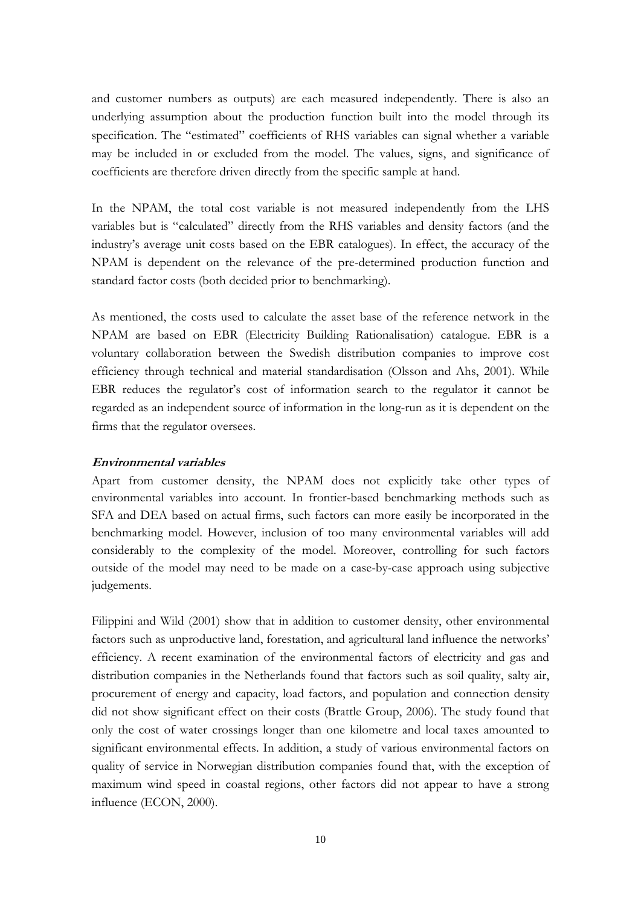and customer numbers as outputs) are each measured independently. There is also an underlying assumption about the production function built into the model through its specification. The "estimated" coefficients of RHS variables can signal whether a variable may be included in or excluded from the model. The values, signs, and significance of coefficients are therefore driven directly from the specific sample at hand.

In the NPAM, the total cost variable is not measured independently from the LHS variables but is "calculated" directly from the RHS variables and density factors (and the industry's average unit costs based on the EBR catalogues). In effect, the accuracy of the NPAM is dependent on the relevance of the pre-determined production function and standard factor costs (both decided prior to benchmarking).

As mentioned, the costs used to calculate the asset base of the reference network in the NPAM are based on EBR (Electricity Building Rationalisation) catalogue. EBR is a voluntary collaboration between the Swedish distribution companies to improve cost efficiency through technical and material standardisation (Olsson and Ahs, 2001). While EBR reduces the regulator's cost of information search to the regulator it cannot be regarded as an independent source of information in the long-run as it is dependent on the firms that the regulator oversees.

***Environmental variables***

Apart from customer density, the NPAM does not explicitly take other types of environmental variables into account. In frontier-based benchmarking methods such as SFA and DEA based on actual firms, such factors can more easily be incorporated in the benchmarking model. However, inclusion of too many environmental variables will add considerably to the complexity of the model. Moreover, controlling for such factors outside of the model may need to be made on a case-by-case approach using subjective judgements.

Filippini and Wild (2001) show that in addition to customer density, other environmental factors such as unproductive land, forestation, and agricultural land influence the networks' efficiency. A recent examination of the environmental factors of electricity and gas and distribution companies in the Netherlands found that factors such as soil quality, salty air, procurement of energy and capacity, load factors, and population and connection density did not show significant effect on their costs (Brattle Group, 2006). The study found that only the cost of water crossings longer than one kilometre and local taxes amounted to significant environmental effects. In addition, a study of various environmental factors on quality of service in Norwegian distribution companies found that, with the exception of maximum wind speed in coastal regions, other factors did not appear to have a strong influence (ECON, 2000).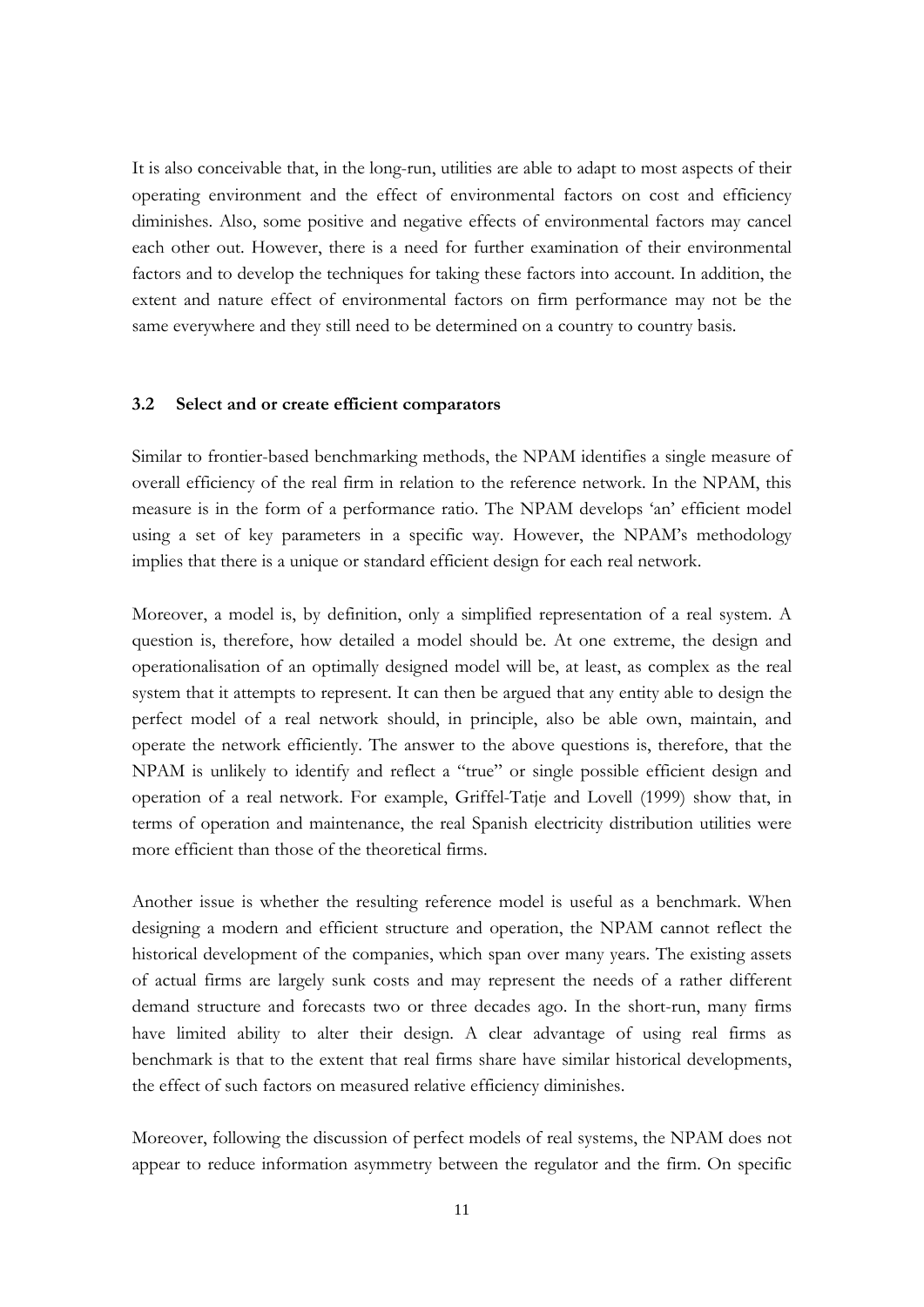It is also conceivable that, in the long-run, utilities are able to adapt to most aspects of their operating environment and the effect of environmental factors on cost and efficiency diminishes. Also, some positive and negative effects of environmental factors may cancel each other out. However, there is a need for further examination of their environmental factors and to develop the techniques for taking these factors into account. In addition, the extent and nature effect of environmental factors on firm performance may not be the same everywhere and they still need to be determined on a country to country basis.

### 3.2 Select and or create efficient comparators

Similar to frontier-based benchmarking methods, the NPAM identifies a single measure of overall efficiency of the real firm in relation to the reference network. In the NPAM, this measure is in the form of a performance ratio. The NPAM develops 'an' efficient model using a set of key parameters in a specific way. However, the NPAM's methodology implies that there is a unique or standard efficient design for each real network.

Moreover, a model is, by definition, only a simplified representation of a real system. A question is, therefore, how detailed a model should be. At one extreme, the design and operationalisation of an optimally designed model will be, at least, as complex as the real system that it attempts to represent. It can then be argued that any entity able to design the perfect model of a real network should, in principle, also be able own, maintain, and operate the network efficiently. The answer to the above questions is, therefore, that the NPAM is unlikely to identify and reflect a "true" or single possible efficient design and operation of a real network. For example, Griffel-Tatje and Lovell (1999) show that, in terms of operation and maintenance, the real Spanish electricity distribution utilities were more efficient than those of the theoretical firms.

Another issue is whether the resulting reference model is useful as a benchmark. When designing a modern and efficient structure and operation, the NPAM cannot reflect the historical development of the companies, which span over many years. The existing assets of actual firms are largely sunk costs and may represent the needs of a rather different demand structure and forecasts two or three decades ago. In the short-run, many firms have limited ability to alter their design. A clear advantage of using real firms as benchmark is that to the extent that real firms share have similar historical developments, the effect of such factors on measured relative efficiency diminishes.

Moreover, following the discussion of perfect models of real systems, the NPAM does not appear to reduce information asymmetry between the regulator and the firm. On specific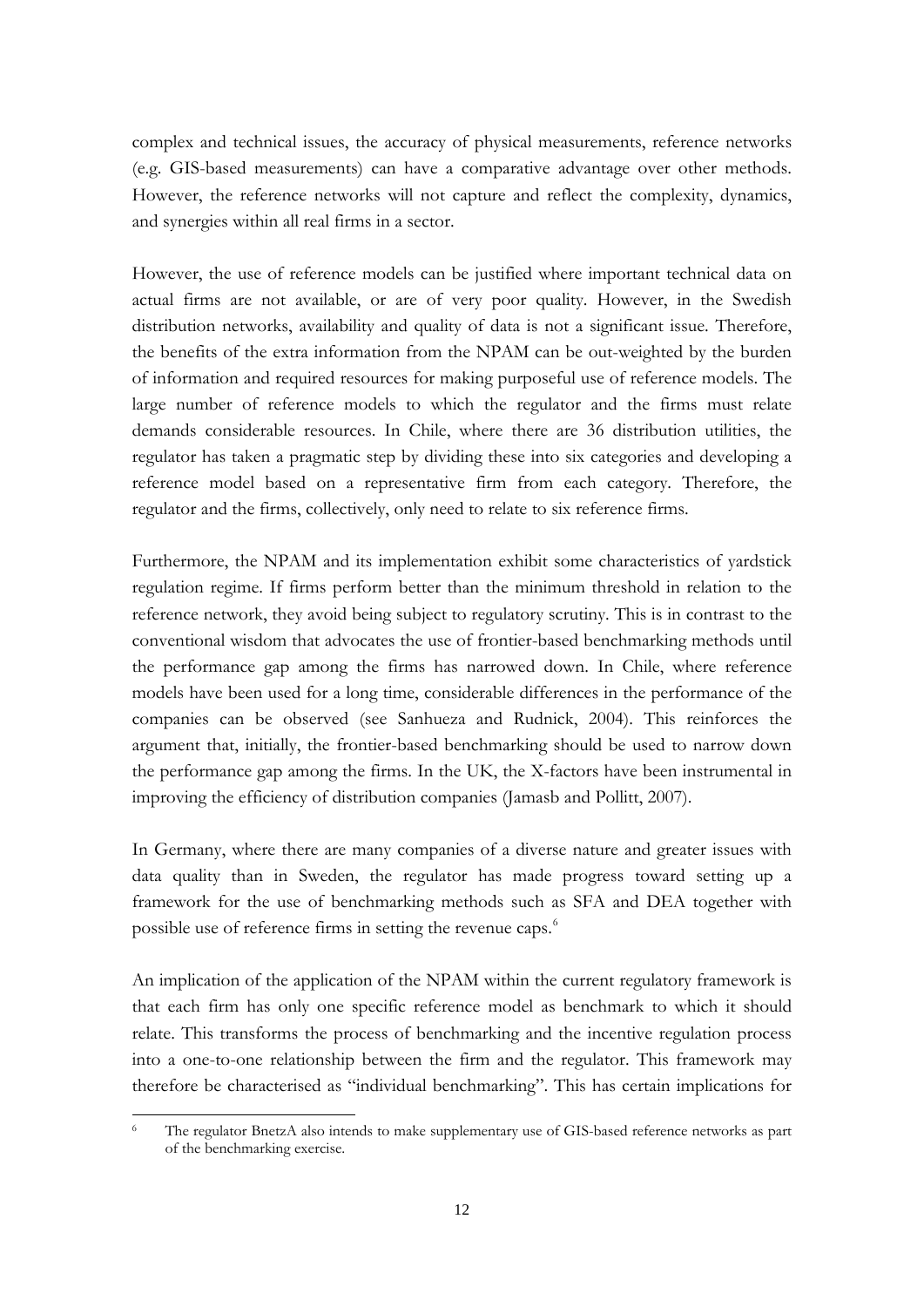complex and technical issues, the accuracy of physical measurements, reference networks (e.g. GIS-based measurements) can have a comparative advantage over other methods. However, the reference networks will not capture and reflect the complexity, dynamics, and synergies within all real firms in a sector.

However, the use of reference models can be justified where important technical data on actual firms are not available, or are of very poor quality. However, in the Swedish distribution networks, availability and quality of data is not a significant issue. Therefore, the benefits of the extra information from the NPAM can be out-weighted by the burden of information and required resources for making purposeful use of reference models. The large number of reference models to which the regulator and the firms must relate demands considerable resources. In Chile, where there are 36 distribution utilities, the regulator has taken a pragmatic step by dividing these into six categories and developing a reference model based on a representative firm from each category. Therefore, the regulator and the firms, collectively, only need to relate to six reference firms.

Furthermore, the NPAM and its implementation exhibit some characteristics of yardstick regulation regime. If firms perform better than the minimum threshold in relation to the reference network, they avoid being subject to regulatory scrutiny. This is in contrast to the conventional wisdom that advocates the use of frontier-based benchmarking methods until the performance gap among the firms has narrowed down. In Chile, where reference models have been used for a long time, considerable differences in the performance of the companies can be observed (see Sanhueza and Rudnick, 2004). This reinforces the argument that, initially, the frontier-based benchmarking should be used to narrow down the performance gap among the firms. In the UK, the X-factors have been instrumental in improving the efficiency of distribution companies (Jamasb and Pollitt, 2007).

In Germany, where there are many companies of a diverse nature and greater issues with data quality than in Sweden, the regulator has made progress toward setting up a framework for the use of benchmarking methods such as SFA and DEA together with possible use of reference firms in setting the revenue caps.[6]

An implication of the application of the NPAM within the current regulatory framework is that each firm has only one specific reference model as benchmark to which it should relate. This transforms the process of benchmarking and the incentive regulation process into a one-to-one relationship between the firm and the regulator. This framework may therefore be characterised as "individual benchmarking". This has certain implications for

[6] The regulator BnetzA also intends to make supplementary use of GIS-based reference networks as part of the benchmarking exercise.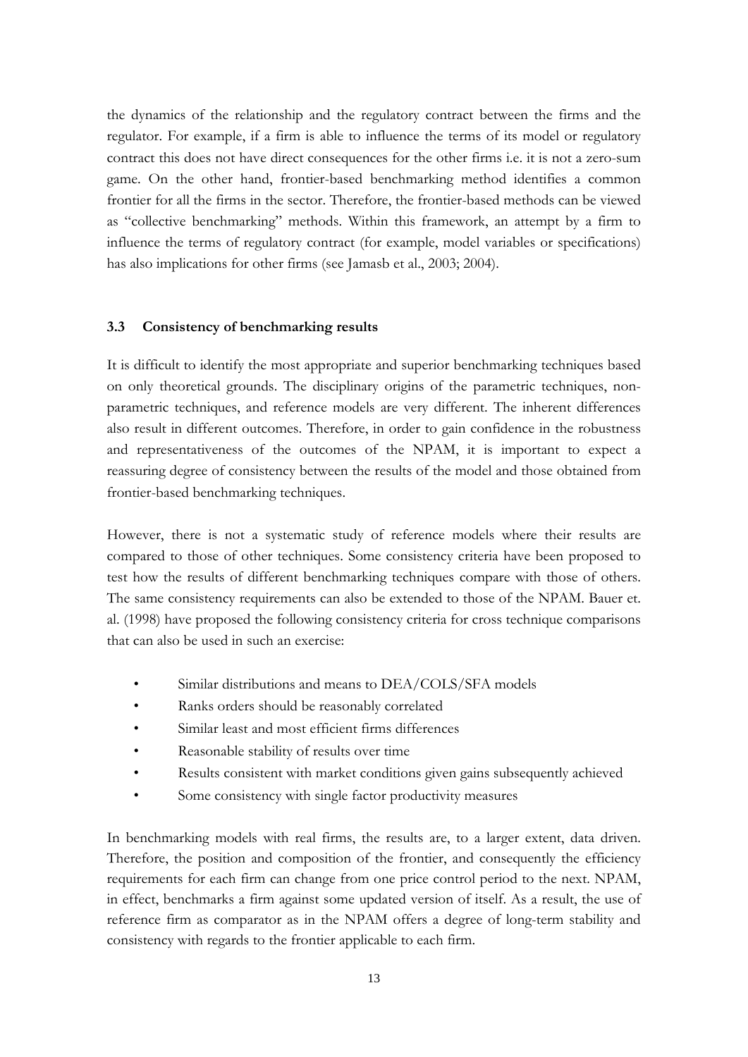the dynamics of the relationship and the regulatory contract between the firms and the regulator. For example, if a firm is able to influence the terms of its model or regulatory contract this does not have direct consequences for the other firms i.e. it is not a zero-sum game. On the other hand, frontier-based benchmarking method identifies a common frontier for all the firms in the sector. Therefore, the frontier-based methods can be viewed as "collective benchmarking" methods. Within this framework, an attempt by a firm to influence the terms of regulatory contract (for example, model variables or specifications) has also implications for other firms (see Jamasb et al., 2003; 2004).

### 3.3 Consistency of benchmarking results

It is difficult to identify the most appropriate and superior benchmarking techniques based on only theoretical grounds. The disciplinary origins of the parametric techniques, non-parametric techniques, and reference models are very different. The inherent differences also result in different outcomes. Therefore, in order to gain confidence in the robustness and representativeness of the outcomes of the NPAM, it is important to expect a reassuring degree of consistency between the results of the model and those obtained from frontier-based benchmarking techniques.

However, there is not a systematic study of reference models where their results are compared to those of other techniques. Some consistency criteria have been proposed to test how the results of different benchmarking techniques compare with those of others. The same consistency requirements can also be extended to those of the NPAM. Bauer et. al. (1998) have proposed the following consistency criteria for cross technique comparisons that can also be used in such an exercise:

- Similar distributions and means to DEA/COLS/SFA models
- Ranks orders should be reasonably correlated
- Similar least and most efficient firms differences
- Reasonable stability of results over time
- Results consistent with market conditions given gains subsequently achieved
- Some consistency with single factor productivity measures

In benchmarking models with real firms, the results are, to a larger extent, data driven. Therefore, the position and composition of the frontier, and consequently the efficiency requirements for each firm can change from one price control period to the next. NPAM, in effect, benchmarks a firm against some updated version of itself. As a result, the use of reference firm as comparator as in the NPAM offers a degree of long-term stability and consistency with regards to the frontier applicable to each firm.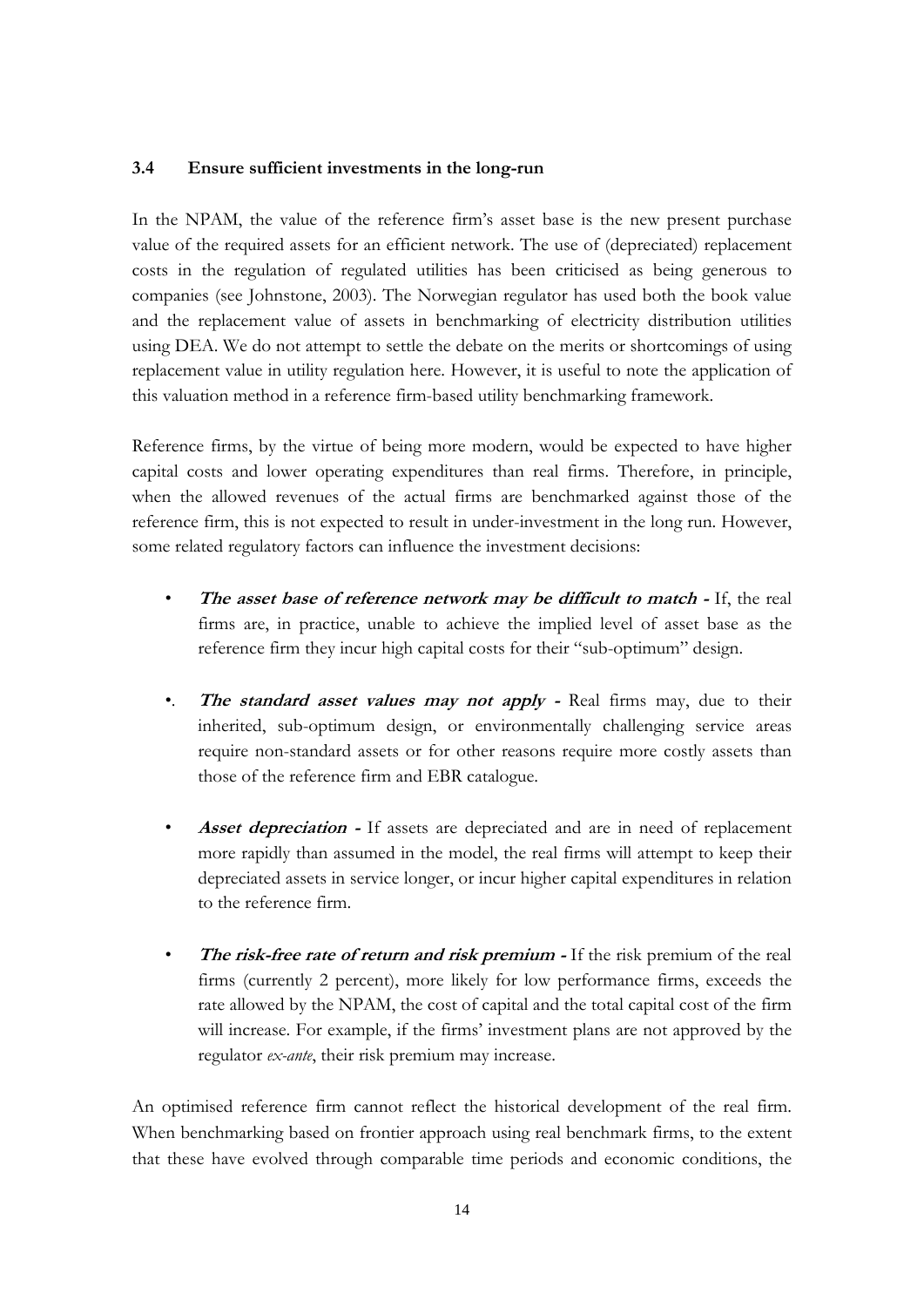### 3.4 Ensure sufficient investments in the long-run

In the NPAM, the value of the reference firm's asset base is the new present purchase value of the required assets for an efficient network. The use of (depreciated) replacement costs in the regulation of regulated utilities has been criticised as being generous to companies (see Johnstone, 2003). The Norwegian regulator has used both the book value and the replacement value of assets in benchmarking of electricity distribution utilities using DEA. We do not attempt to settle the debate on the merits or shortcomings of using replacement value in utility regulation here. However, it is useful to note the application of this valuation method in a reference firm-based utility benchmarking framework.

Reference firms, by the virtue of being more modern, would be expected to have higher capital costs and lower operating expenditures than real firms. Therefore, in principle, when the allowed revenues of the actual firms are benchmarked against those of the reference firm, this is not expected to result in under-investment in the long run. However, some related regulatory factors can influence the investment decisions:

- ***The asset base of reference network may be difficult to match -*** If, the real firms are, in practice, unable to achieve the implied level of asset base as the reference firm they incur high capital costs for their "sub-optimum" design.
- ***The standard asset values may not apply -*** Real firms may, due to their inherited, sub-optimum design, or environmentally challenging service areas require non-standard assets or for other reasons require more costly assets than those of the reference firm and EBR catalogue.
- ***Asset depreciation -*** If assets are depreciated and are in need of replacement more rapidly than assumed in the model, the real firms will attempt to keep their depreciated assets in service longer, or incur higher capital expenditures in relation to the reference firm.
- ***The risk-free rate of return and risk premium -*** If the risk premium of the real firms (currently 2 percent), more likely for low performance firms, exceeds the rate allowed by the NPAM, the cost of capital and the total capital cost of the firm will increase. For example, if the firms' investment plans are not approved by the regulator *ex-ante*, their risk premium may increase.

An optimised reference firm cannot reflect the historical development of the real firm. When benchmarking based on frontier approach using real benchmark firms, to the extent that these have evolved through comparable time periods and economic conditions, the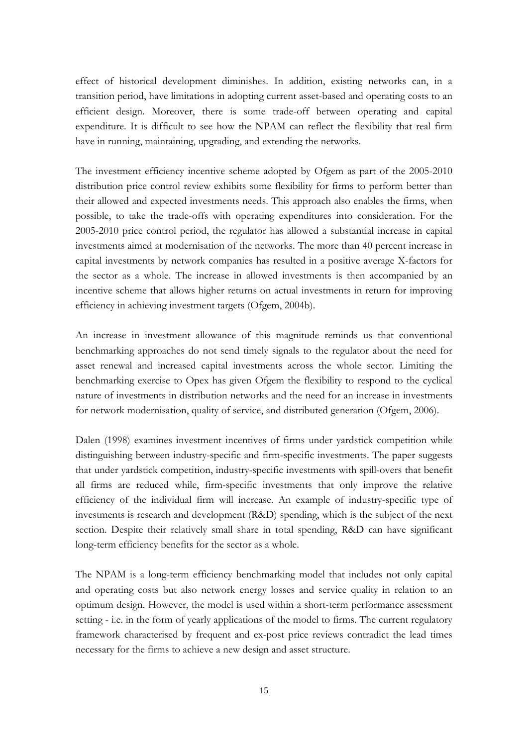effect of historical development diminishes. In addition, existing networks can, in a transition period, have limitations in adopting current asset-based and operating costs to an efficient design. Moreover, there is some trade-off between operating and capital expenditure. It is difficult to see how the NPAM can reflect the flexibility that real firm have in running, maintaining, upgrading, and extending the networks.

The investment efficiency incentive scheme adopted by Ofgem as part of the 2005-2010 distribution price control review exhibits some flexibility for firms to perform better than their allowed and expected investments needs. This approach also enables the firms, when possible, to take the trade-offs with operating expenditures into consideration. For the 2005-2010 price control period, the regulator has allowed a substantial increase in capital investments aimed at modernisation of the networks. The more than 40 percent increase in capital investments by network companies has resulted in a positive average X-factors for the sector as a whole. The increase in allowed investments is then accompanied by an incentive scheme that allows higher returns on actual investments in return for improving efficiency in achieving investment targets (Ofgem, 2004b).

An increase in investment allowance of this magnitude reminds us that conventional benchmarking approaches do not send timely signals to the regulator about the need for asset renewal and increased capital investments across the whole sector. Limiting the benchmarking exercise to Opex has given Ofgem the flexibility to respond to the cyclical nature of investments in distribution networks and the need for an increase in investments for network modernisation, quality of service, and distributed generation (Ofgem, 2006).

Dalen (1998) examines investment incentives of firms under yardstick competition while distinguishing between industry-specific and firm-specific investments. The paper suggests that under yardstick competition, industry-specific investments with spill-overs that benefit all firms are reduced while, firm-specific investments that only improve the relative efficiency of the individual firm will increase. An example of industry-specific type of investments is research and development (R&D) spending, which is the subject of the next section. Despite their relatively small share in total spending, R&D can have significant long-term efficiency benefits for the sector as a whole.

The NPAM is a long-term efficiency benchmarking model that includes not only capital and operating costs but also network energy losses and service quality in relation to an optimum design. However, the model is used within a short-term performance assessment setting - i.e. in the form of yearly applications of the model to firms. The current regulatory framework characterised by frequent and ex-post price reviews contradict the lead times necessary for the firms to achieve a new design and asset structure.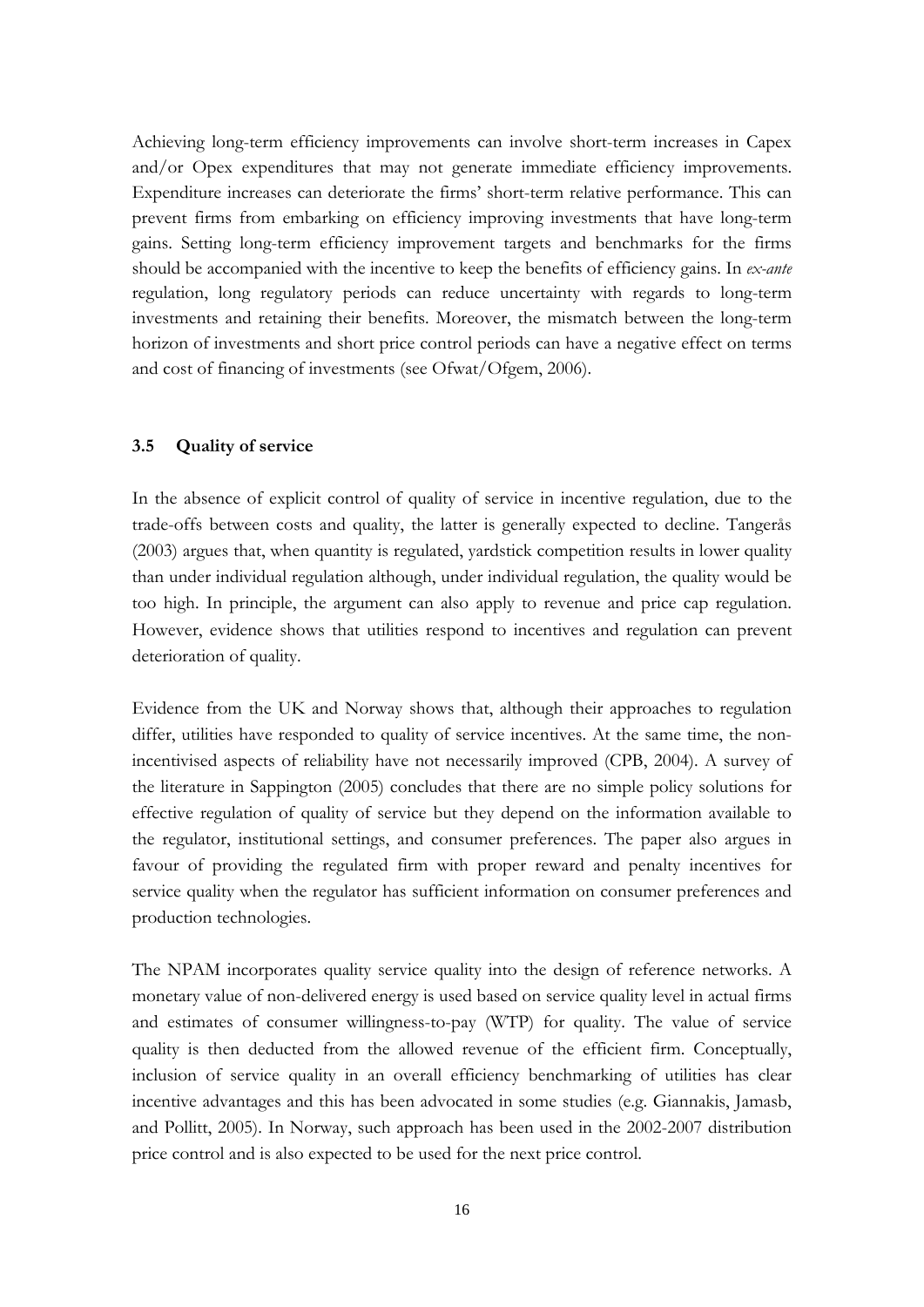Achieving long-term efficiency improvements can involve short-term increases in Capex and/or Opex expenditures that may not generate immediate efficiency improvements. Expenditure increases can deteriorate the firms' short-term relative performance. This can prevent firms from embarking on efficiency improving investments that have long-term gains. Setting long-term efficiency improvement targets and benchmarks for the firms should be accompanied with the incentive to keep the benefits of efficiency gains. In *ex-ante* regulation, long regulatory periods can reduce uncertainty with regards to long-term investments and retaining their benefits. Moreover, the mismatch between the long-term horizon of investments and short price control periods can have a negative effect on terms and cost of financing of investments (see Ofwat/Ofgem, 2006).

### 3.5 Quality of service

In the absence of explicit control of quality of service in incentive regulation, due to the trade-offs between costs and quality, the latter is generally expected to decline. Tangerås (2003) argues that, when quantity is regulated, yardstick competition results in lower quality than under individual regulation although, under individual regulation, the quality would be too high. In principle, the argument can also apply to revenue and price cap regulation. However, evidence shows that utilities respond to incentives and regulation can prevent deterioration of quality.

Evidence from the UK and Norway shows that, although their approaches to regulation differ, utilities have responded to quality of service incentives. At the same time, the non-incentivised aspects of reliability have not necessarily improved (CPB, 2004). A survey of the literature in Sappington (2005) concludes that there are no simple policy solutions for effective regulation of quality of service but they depend on the information available to the regulator, institutional settings, and consumer preferences. The paper also argues in favour of providing the regulated firm with proper reward and penalty incentives for service quality when the regulator has sufficient information on consumer preferences and production technologies.

The NPAM incorporates quality service quality into the design of reference networks. A monetary value of non-delivered energy is used based on service quality level in actual firms and estimates of consumer willingness-to-pay (WTP) for quality. The value of service quality is then deducted from the allowed revenue of the efficient firm. Conceptually, inclusion of service quality in an overall efficiency benchmarking of utilities has clear incentive advantages and this has been advocated in some studies (e.g. Giannakis, Jamasb, and Pollitt, 2005). In Norway, such approach has been used in the 2002-2007 distribution price control and is also expected to be used for the next price control.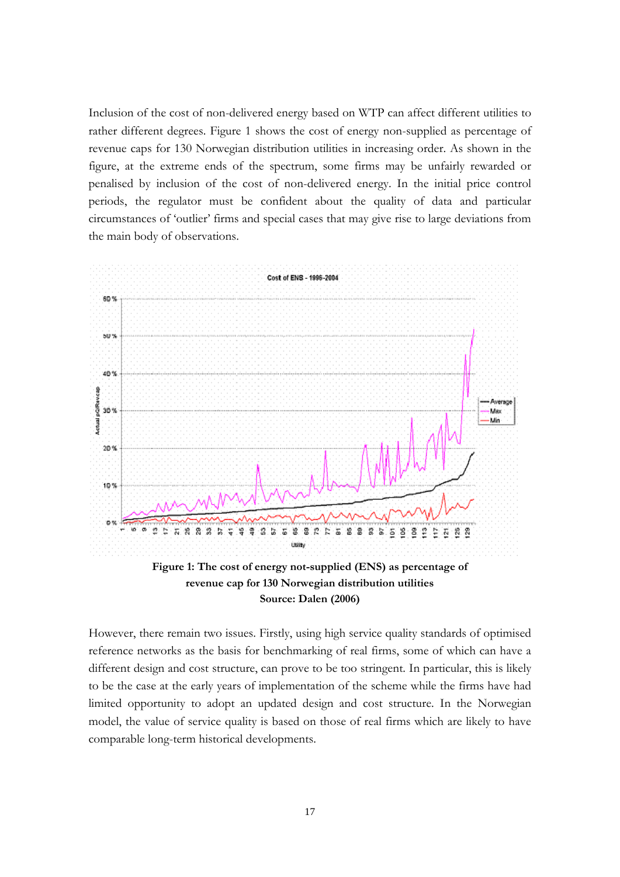Inclusion of the cost of non-delivered energy based on WTP can affect different utilities to rather different degrees. Figure 1 shows the cost of energy non-supplied as percentage of revenue caps for 130 Norwegian distribution utilities in increasing order. As shown in the figure, at the extreme ends of the spectrum, some firms may be unfairly rewarded or penalised by inclusion of the cost of non-delivered energy. In the initial price control periods, the regulator must be confident about the quality of data and particular circumstances of 'outlier' firms and special cases that may give rise to large deviations from the main body of observations.

**Figure 1: The cost of energy not-supplied (ENS) as percentage of revenue cap for 130 Norwegian distribution utilities**
**Source: Dalen (2006)**

However, there remain two issues. Firstly, using high service quality standards of optimised reference networks as the basis for benchmarking of real firms, some of which can have a different design and cost structure, can prove to be too stringent. In particular, this is likely to be the case at the early years of implementation of the scheme while the firms have had limited opportunity to adopt an updated design and cost structure. In the Norwegian model, the value of service quality is based on those of real firms which are likely to have comparable long-term historical developments.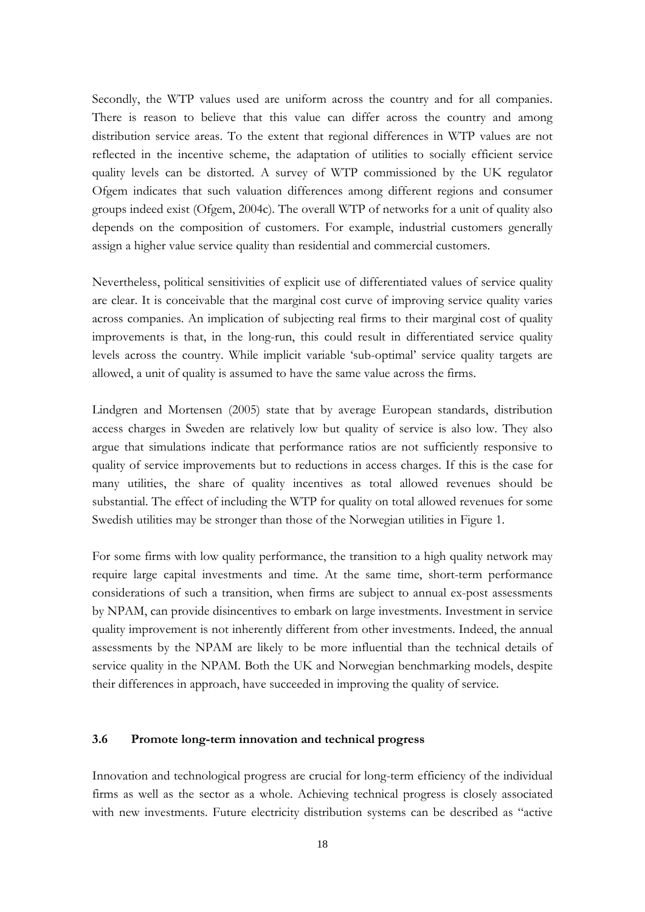Secondly, the WTP values used are uniform across the country and for all companies. There is reason to believe that this value can differ across the country and among distribution service areas. To the extent that regional differences in WTP values are not reflected in the incentive scheme, the adaptation of utilities to socially efficient service quality levels can be distorted. A survey of WTP commissioned by the UK regulator Ofgem indicates that such valuation differences among different regions and consumer groups indeed exist (Ofgem, 2004c). The overall WTP of networks for a unit of quality also depends on the composition of customers. For example, industrial customers generally assign a higher value service quality than residential and commercial customers.

Nevertheless, political sensitivities of explicit use of differentiated values of service quality are clear. It is conceivable that the marginal cost curve of improving service quality varies across companies. An implication of subjecting real firms to their marginal cost of quality improvements is that, in the long-run, this could result in differentiated service quality levels across the country. While implicit variable 'sub-optimal' service quality targets are allowed, a unit of quality is assumed to have the same value across the firms.

Lindgren and Mortensen (2005) state that by average European standards, distribution access charges in Sweden are relatively low but quality of service is also low. They also argue that simulations indicate that performance ratios are not sufficiently responsive to quality of service improvements but to reductions in access charges. If this is the case for many utilities, the share of quality incentives as total allowed revenues should be substantial. The effect of including the WTP for quality on total allowed revenues for some Swedish utilities may be stronger than those of the Norwegian utilities in Figure 1.

For some firms with low quality performance, the transition to a high quality network may require large capital investments and time. At the same time, short-term performance considerations of such a transition, when firms are subject to annual ex-post assessments by NPAM, can provide disincentives to embark on large investments. Investment in service quality improvement is not inherently different from other investments. Indeed, the annual assessments by the NPAM are likely to be more influential than the technical details of service quality in the NPAM. Both the UK and Norwegian benchmarking models, despite their differences in approach, have succeeded in improving the quality of service.

### 3.6 Promote long-term innovation and technical progress

Innovation and technological progress are crucial for long-term efficiency of the individual firms as well as the sector as a whole. Achieving technical progress is closely associated with new investments. Future electricity distribution systems can be described as "active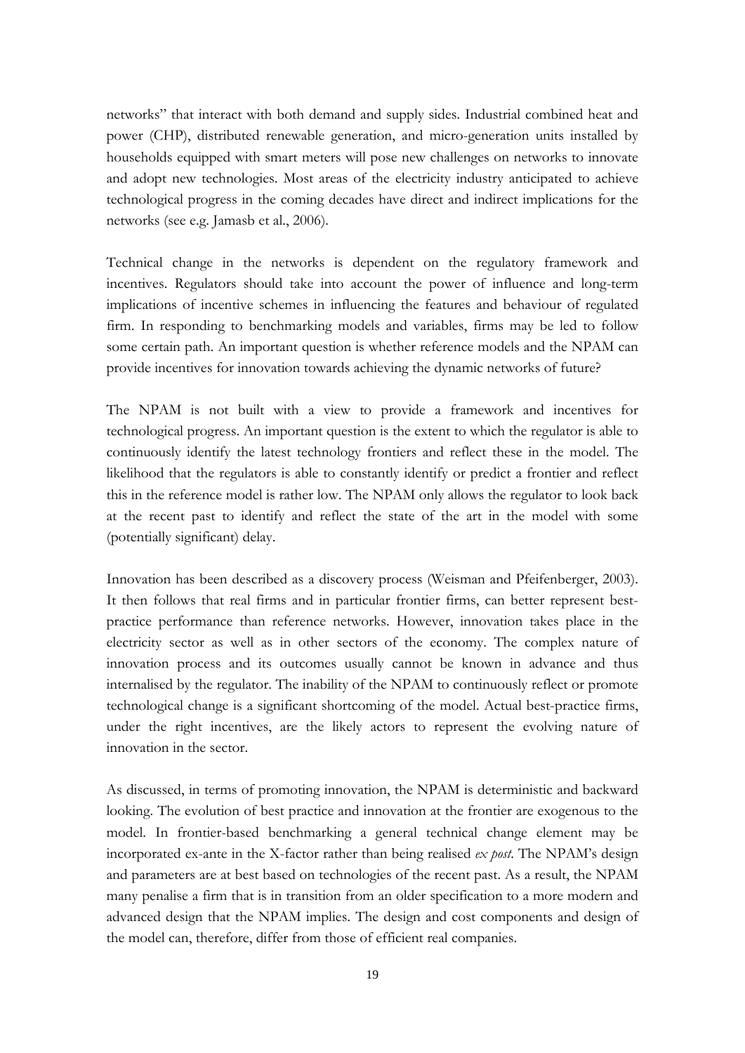networks" that interact with both demand and supply sides. Industrial combined heat and power (CHP), distributed renewable generation, and micro-generation units installed by households equipped with smart meters will pose new challenges on networks to innovate and adopt new technologies. Most areas of the electricity industry anticipated to achieve technological progress in the coming decades have direct and indirect implications for the networks (see e.g. Jamasb et al., 2006).

Technical change in the networks is dependent on the regulatory framework and incentives. Regulators should take into account the power of influence and long-term implications of incentive schemes in influencing the features and behaviour of regulated firm. In responding to benchmarking models and variables, firms may be led to follow some certain path. An important question is whether reference models and the NPAM can provide incentives for innovation towards achieving the dynamic networks of future?

The NPAM is not built with a view to provide a framework and incentives for technological progress. An important question is the extent to which the regulator is able to continuously identify the latest technology frontiers and reflect these in the model. The likelihood that the regulators is able to constantly identify or predict a frontier and reflect this in the reference model is rather low. The NPAM only allows the regulator to look back at the recent past to identify and reflect the state of the art in the model with some (potentially significant) delay.

Innovation has been described as a discovery process (Weisman and Pfeifenberger, 2003). It then follows that real firms and in particular frontier firms, can better represent best-practice performance than reference networks. However, innovation takes place in the electricity sector as well as in other sectors of the economy. The complex nature of innovation process and its outcomes usually cannot be known in advance and thus internalised by the regulator. The inability of the NPAM to continuously reflect or promote technological change is a significant shortcoming of the model. Actual best-practice firms, under the right incentives, are the likely actors to represent the evolving nature of innovation in the sector.

As discussed, in terms of promoting innovation, the NPAM is deterministic and backward looking. The evolution of best practice and innovation at the frontier are exogenous to the model. In frontier-based benchmarking a general technical change element may be incorporated ex-ante in the X-factor rather than being realised *ex post*. The NPAM's design and parameters are at best based on technologies of the recent past. As a result, the NPAM many penalise a firm that is in transition from an older specification to a more modern and advanced design that the NPAM implies. The design and cost components and design of the model can, therefore, differ from those of efficient real companies.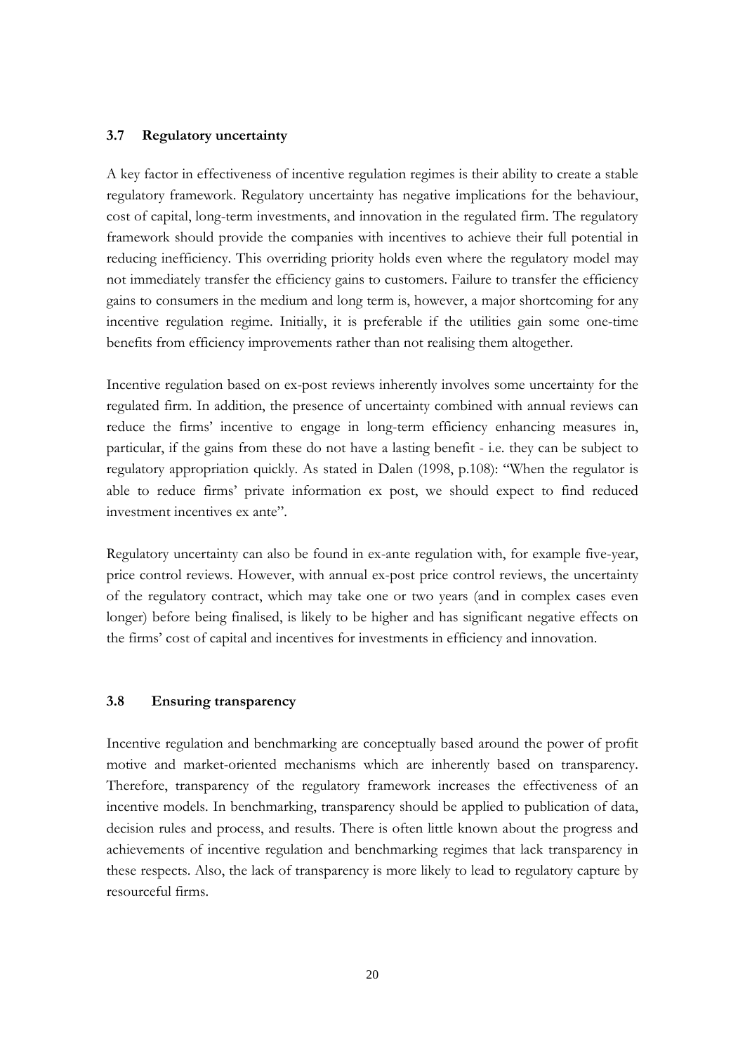### 3.7 Regulatory uncertainty

A key factor in effectiveness of incentive regulation regimes is their ability to create a stable regulatory framework. Regulatory uncertainty has negative implications for the behaviour, cost of capital, long-term investments, and innovation in the regulated firm. The regulatory framework should provide the companies with incentives to achieve their full potential in reducing inefficiency. This overriding priority holds even where the regulatory model may not immediately transfer the efficiency gains to customers. Failure to transfer the efficiency gains to consumers in the medium and long term is, however, a major shortcoming for any incentive regulation regime. Initially, it is preferable if the utilities gain some one-time benefits from efficiency improvements rather than not realising them altogether.

Incentive regulation based on ex-post reviews inherently involves some uncertainty for the regulated firm. In addition, the presence of uncertainty combined with annual reviews can reduce the firms' incentive to engage in long-term efficiency enhancing measures in, particular, if the gains from these do not have a lasting benefit - i.e. they can be subject to regulatory appropriation quickly. As stated in Dalen (1998, p.108): "When the regulator is able to reduce firms' private information ex post, we should expect to find reduced investment incentives ex ante".

Regulatory uncertainty can also be found in ex-ante regulation with, for example five-year, price control reviews. However, with annual ex-post price control reviews, the uncertainty of the regulatory contract, which may take one or two years (and in complex cases even longer) before being finalised, is likely to be higher and has significant negative effects on the firms' cost of capital and incentives for investments in efficiency and innovation.

### 3.8 Ensuring transparency

Incentive regulation and benchmarking are conceptually based around the power of profit motive and market-oriented mechanisms which are inherently based on transparency. Therefore, transparency of the regulatory framework increases the effectiveness of an incentive models. In benchmarking, transparency should be applied to publication of data, decision rules and process, and results. There is often little known about the progress and achievements of incentive regulation and benchmarking regimes that lack transparency in these respects. Also, the lack of transparency is more likely to lead to regulatory capture by resourceful firms.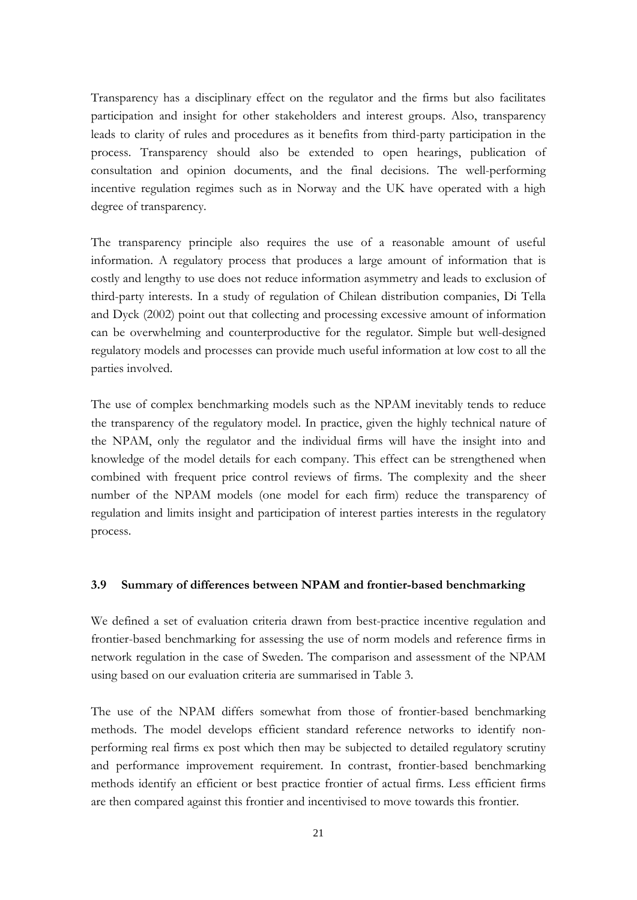Transparency has a disciplinary effect on the regulator and the firms but also facilitates participation and insight for other stakeholders and interest groups. Also, transparency leads to clarity of rules and procedures as it benefits from third-party participation in the process. Transparency should also be extended to open hearings, publication of consultation and opinion documents, and the final decisions. The well-performing incentive regulation regimes such as in Norway and the UK have operated with a high degree of transparency.

The transparency principle also requires the use of a reasonable amount of useful information. A regulatory process that produces a large amount of information that is costly and lengthy to use does not reduce information asymmetry and leads to exclusion of third-party interests. In a study of regulation of Chilean distribution companies, Di Tella and Dyck (2002) point out that collecting and processing excessive amount of information can be overwhelming and counterproductive for the regulator. Simple but well-designed regulatory models and processes can provide much useful information at low cost to all the parties involved.

The use of complex benchmarking models such as the NPAM inevitably tends to reduce the transparency of the regulatory model. In practice, given the highly technical nature of the NPAM, only the regulator and the individual firms will have the insight into and knowledge of the model details for each company. This effect can be strengthened when combined with frequent price control reviews of firms. The complexity and the sheer number of the NPAM models (one model for each firm) reduce the transparency of regulation and limits insight and participation of interest parties interests in the regulatory process.

### 3.9 Summary of differences between NPAM and frontier-based benchmarking

We defined a set of evaluation criteria drawn from best-practice incentive regulation and frontier-based benchmarking for assessing the use of norm models and reference firms in network regulation in the case of Sweden. The comparison and assessment of the NPAM using based on our evaluation criteria are summarised in Table 3.

The use of the NPAM differs somewhat from those of frontier-based benchmarking methods. The model develops efficient standard reference networks to identify non-performing real firms ex post which then may be subjected to detailed regulatory scrutiny and performance improvement requirement. In contrast, frontier-based benchmarking methods identify an efficient or best practice frontier of actual firms. Less efficient firms are then compared against this frontier and incentivised to move towards this frontier.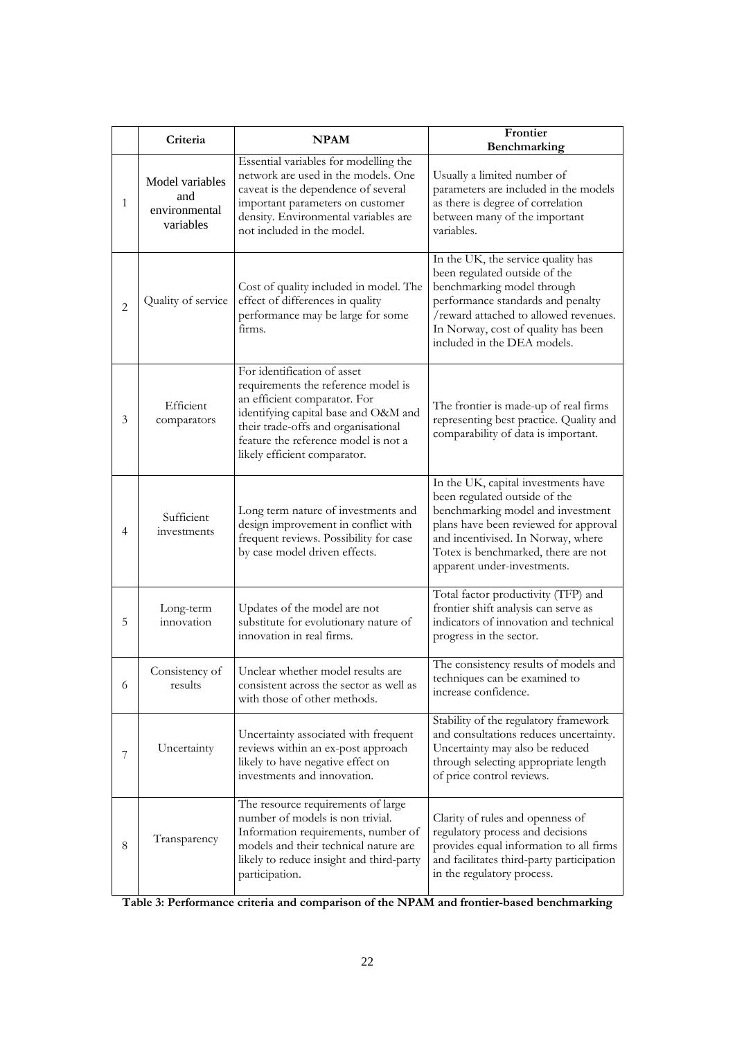| | Criteria | NPAM | Frontier Benchmarking |
|---|---|---|---|
| 1 | Model variables and environmental variables | Essential variables for modelling the network are used in the models. One caveat is the dependence of several important parameters on customer density. Environmental variables are not included in the model. | Usually a limited number of parameters are included in the models as there is degree of correlation between many of the important variables. |
| 2 | Quality of service | Cost of quality included in model. The effect of differences in quality performance may be large for some firms. | In the UK, the service quality has been regulated outside of the benchmarking model through performance standards and penalty /reward attached to allowed revenues. In Norway, cost of quality has been included in the DEA models. |
| 3 | Efficient comparators | For identification of asset requirements the reference model is an efficient comparator. For identifying capital base and O&M and their trade-offs and organisational feature the reference model is not a likely efficient comparator. | The frontier is made-up of real firms representing best practice. Quality and comparability of data is important. |
| 4 | Sufficient investments | Long term nature of investments and design improvement in conflict with frequent reviews. Possibility for case by case model driven effects. | In the UK, capital investments have been regulated outside of the benchmarking model and investment plans have been reviewed for approval and incentivised. In Norway, where Totex is benchmarked, there are not apparent under-investments. |
| 5 | Long-term innovation | Updates of the model are not substitute for evolutionary nature of innovation in real firms. | Total factor productivity (TFP) and frontier shift analysis can serve as indicators of innovation and technical progress in the sector. |
| 6 | Consistency of results | Unclear whether model results are consistent across the sector as well as with those of other methods. | The consistency results of models and techniques can be examined to increase confidence. |
| 7 | Uncertainty | Uncertainty associated with frequent reviews within an ex-post approach likely to have negative effect on investments and innovation. | Stability of the regulatory framework and consultations reduces uncertainty. Uncertainty may also be reduced through selecting appropriate length of price control reviews. |
| 8 | Transparency | The resource requirements of large number of models is non trivial. Information requirements, number of models and their technical nature are likely to reduce insight and third-party participation. | Clarity of rules and openness of regulatory process and decisions provides equal information to all firms and facilitates third-party participation in the regulatory process. |

**Table 3: Performance criteria and comparison of the NPAM and frontier-based benchmarking**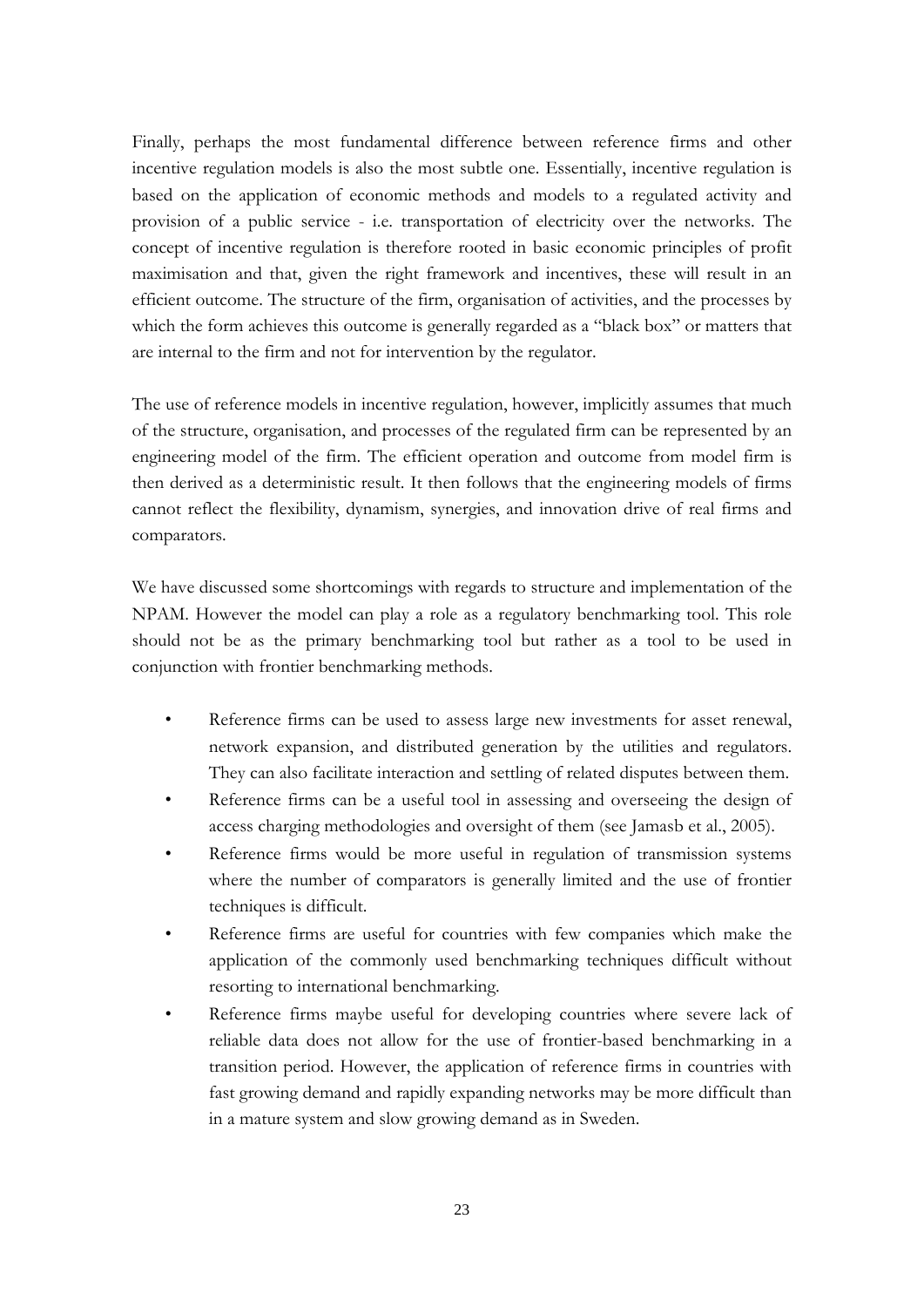Finally, perhaps the most fundamental difference between reference firms and other incentive regulation models is also the most subtle one. Essentially, incentive regulation is based on the application of economic methods and models to a regulated activity and provision of a public service - i.e. transportation of electricity over the networks. The concept of incentive regulation is therefore rooted in basic economic principles of profit maximisation and that, given the right framework and incentives, these will result in an efficient outcome. The structure of the firm, organisation of activities, and the processes by which the form achieves this outcome is generally regarded as a "black box" or matters that are internal to the firm and not for intervention by the regulator.

The use of reference models in incentive regulation, however, implicitly assumes that much of the structure, organisation, and processes of the regulated firm can be represented by an engineering model of the firm. The efficient operation and outcome from model firm is then derived as a deterministic result. It then follows that the engineering models of firms cannot reflect the flexibility, dynamism, synergies, and innovation drive of real firms and comparators.

We have discussed some shortcomings with regards to structure and implementation of the NPAM. However the model can play a role as a regulatory benchmarking tool. This role should not be as the primary benchmarking tool but rather as a tool to be used in conjunction with frontier benchmarking methods.

- Reference firms can be used to assess large new investments for asset renewal, network expansion, and distributed generation by the utilities and regulators. They can also facilitate interaction and settling of related disputes between them.
- Reference firms can be a useful tool in assessing and overseeing the design of access charging methodologies and oversight of them (see Jamasb et al., 2005).
- Reference firms would be more useful in regulation of transmission systems where the number of comparators is generally limited and the use of frontier techniques is difficult.
- Reference firms are useful for countries with few companies which make the application of the commonly used benchmarking techniques difficult without resorting to international benchmarking.
- Reference firms maybe useful for developing countries where severe lack of reliable data does not allow for the use of frontier-based benchmarking in a transition period. However, the application of reference firms in countries with fast growing demand and rapidly expanding networks may be more difficult than in a mature system and slow growing demand as in Sweden.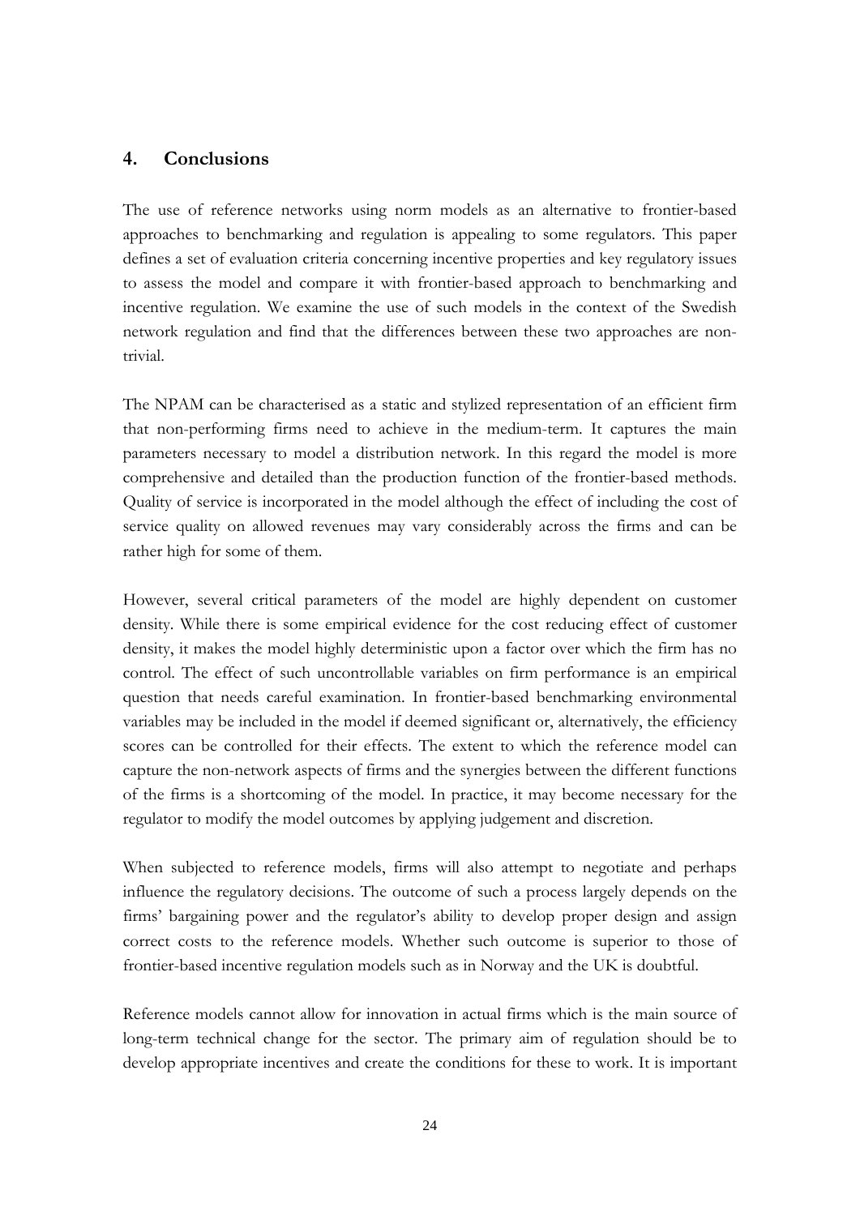## 4. Conclusions

The use of reference networks using norm models as an alternative to frontier-based approaches to benchmarking and regulation is appealing to some regulators. This paper defines a set of evaluation criteria concerning incentive properties and key regulatory issues to assess the model and compare it with frontier-based approach to benchmarking and incentive regulation. We examine the use of such models in the context of the Swedish network regulation and find that the differences between these two approaches are non-trivial.

The NPAM can be characterised as a static and stylized representation of an efficient firm that non-performing firms need to achieve in the medium-term. It captures the main parameters necessary to model a distribution network. In this regard the model is more comprehensive and detailed than the production function of the frontier-based methods. Quality of service is incorporated in the model although the effect of including the cost of service quality on allowed revenues may vary considerably across the firms and can be rather high for some of them.

However, several critical parameters of the model are highly dependent on customer density. While there is some empirical evidence for the cost reducing effect of customer density, it makes the model highly deterministic upon a factor over which the firm has no control. The effect of such uncontrollable variables on firm performance is an empirical question that needs careful examination. In frontier-based benchmarking environmental variables may be included in the model if deemed significant or, alternatively, the efficiency scores can be controlled for their effects. The extent to which the reference model can capture the non-network aspects of firms and the synergies between the different functions of the firms is a shortcoming of the model. In practice, it may become necessary for the regulator to modify the model outcomes by applying judgement and discretion.

When subjected to reference models, firms will also attempt to negotiate and perhaps influence the regulatory decisions. The outcome of such a process largely depends on the firms' bargaining power and the regulator's ability to develop proper design and assign correct costs to the reference models. Whether such outcome is superior to those of frontier-based incentive regulation models such as in Norway and the UK is doubtful.

Reference models cannot allow for innovation in actual firms which is the main source of long-term technical change for the sector. The primary aim of regulation should be to develop appropriate incentives and create the conditions for these to work. It is important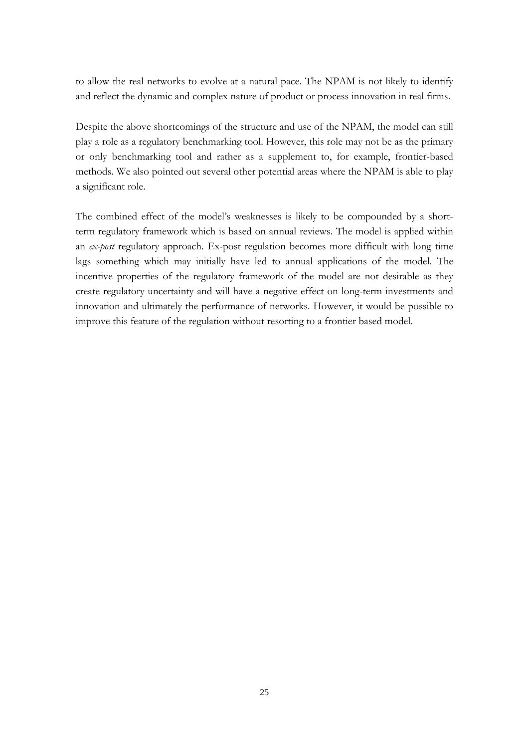to allow the real networks to evolve at a natural pace. The NPAM is not likely to identify and reflect the dynamic and complex nature of product or process innovation in real firms.

Despite the above shortcomings of the structure and use of the NPAM, the model can still play a role as a regulatory benchmarking tool. However, this role may not be as the primary or only benchmarking tool and rather as a supplement to, for example, frontier-based methods. We also pointed out several other potential areas where the NPAM is able to play a significant role.

The combined effect of the model's weaknesses is likely to be compounded by a short-term regulatory framework which is based on annual reviews. The model is applied within an *ex-post* regulatory approach. Ex-post regulation becomes more difficult with long time lags something which may initially have led to annual applications of the model. The incentive properties of the regulatory framework of the model are not desirable as they create regulatory uncertainty and will have a negative effect on long-term investments and innovation and ultimately the performance of networks. However, it would be possible to improve this feature of the regulation without resorting to a frontier based model.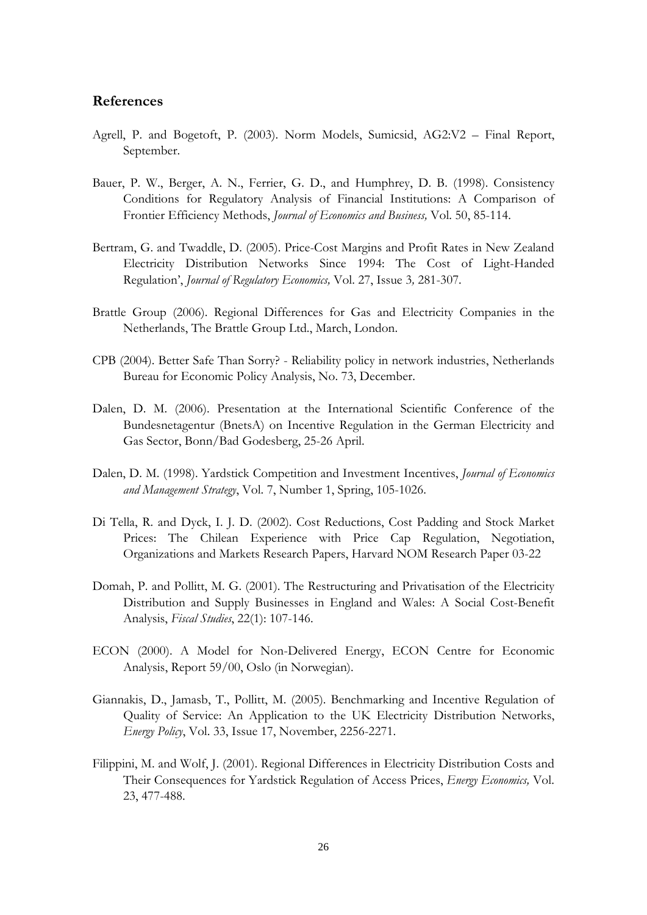## References

Agrell, P. and Bogetoft, P. (2003). Norm Models, Sumicsid, AG2:V2 – Final Report, September.

Bauer, P. W., Berger, A. N., Ferrier, G. D., and Humphrey, D. B. (1998). Consistency Conditions for Regulatory Analysis of Financial Institutions: A Comparison of Frontier Efficiency Methods, *Journal of Economics and Business,* Vol. 50, 85-114.

Bertram, G. and Twaddle, D. (2005). Price-Cost Margins and Profit Rates in New Zealand Electricity Distribution Networks Since 1994: The Cost of Light-Handed Regulation', *Journal of Regulatory Economics,* Vol. 27, Issue 3*,* 281-307.

Brattle Group (2006). Regional Differences for Gas and Electricity Companies in the Netherlands, The Brattle Group Ltd., March, London.

CPB (2004). Better Safe Than Sorry? - Reliability policy in network industries, Netherlands Bureau for Economic Policy Analysis, No. 73, December.

Dalen, D. M. (2006). Presentation at the International Scientific Conference of the Bundesnetagentur (BnetsA) on Incentive Regulation in the German Electricity and Gas Sector, Bonn/Bad Godesberg, 25-26 April.

Dalen, D. M. (1998). Yardstick Competition and Investment Incentives, *Journal of Economics and Management Strategy*, Vol. 7, Number 1, Spring, 105-1026.

Di Tella, R. and Dyck, I. J. D. (2002). Cost Reductions, Cost Padding and Stock Market Prices: The Chilean Experience with Price Cap Regulation, Negotiation, Organizations and Markets Research Papers, Harvard NOM Research Paper 03-22

Domah, P. and Pollitt, M. G. (2001). The Restructuring and Privatisation of the Electricity Distribution and Supply Businesses in England and Wales: A Social Cost-Benefit Analysis, *Fiscal Studies*, 22(1): 107-146.

ECON (2000). A Model for Non-Delivered Energy, ECON Centre for Economic Analysis, Report 59/00, Oslo (in Norwegian).

Giannakis, D., Jamasb, T., Pollitt, M. (2005). Benchmarking and Incentive Regulation of Quality of Service: An Application to the UK Electricity Distribution Networks, *Energy Policy*, Vol. 33, Issue 17, November, 2256-2271.

Filippini, M. and Wolf, J. (2001). Regional Differences in Electricity Distribution Costs and Their Consequences for Yardstick Regulation of Access Prices, *Energy Economics,* Vol. 23, 477-488.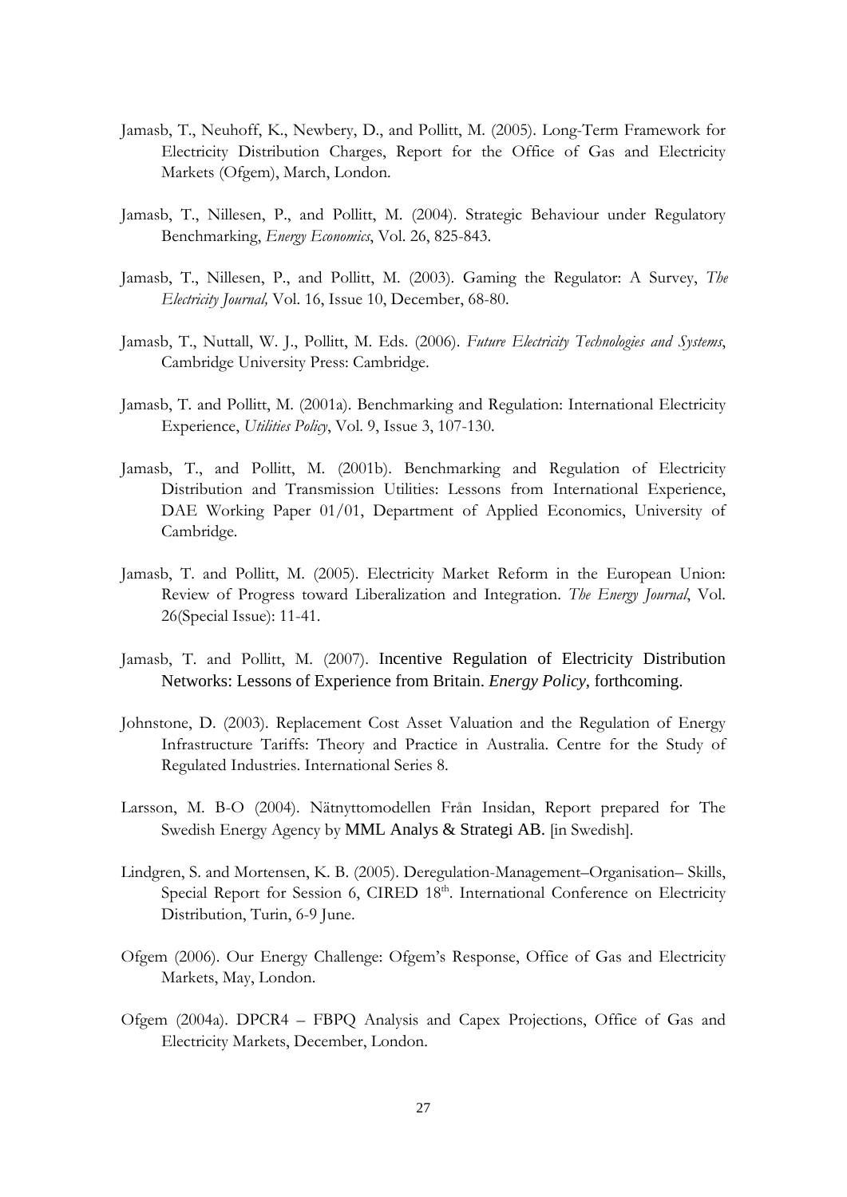Jamasb, T., Neuhoff, K., Newbery, D., and Pollitt, M. (2005). Long-Term Framework for Electricity Distribution Charges, Report for the Office of Gas and Electricity Markets (Ofgem), March, London.

Jamasb, T., Nillesen, P., and Pollitt, M. (2004). Strategic Behaviour under Regulatory Benchmarking, *Energy Economics*, Vol. 26, 825-843.

Jamasb, T., Nillesen, P., and Pollitt, M. (2003). Gaming the Regulator: A Survey, *The Electricity Journal,* Vol. 16, Issue 10, December, 68-80.

Jamasb, T., Nuttall, W. J., Pollitt, M. Eds. (2006). *Future Electricity Technologies and Systems*, Cambridge University Press: Cambridge.

Jamasb, T. and Pollitt, M. (2001a). Benchmarking and Regulation: International Electricity Experience, *Utilities Policy*, Vol. 9, Issue 3, 107-130.

Jamasb, T., and Pollitt, M. (2001b). Benchmarking and Regulation of Electricity Distribution and Transmission Utilities: Lessons from International Experience, DAE Working Paper 01/01, Department of Applied Economics, University of Cambridge.

Jamasb, T. and Pollitt, M. (2005). Electricity Market Reform in the European Union: Review of Progress toward Liberalization and Integration. *The Energy Journal*, Vol. 26(Special Issue): 11-41.

Jamasb, T. and Pollitt, M. (2007). Incentive Regulation of Electricity Distribution Networks: Lessons of Experience from Britain. *Energy Policy*, forthcoming.

Johnstone, D. (2003). Replacement Cost Asset Valuation and the Regulation of Energy Infrastructure Tariffs: Theory and Practice in Australia. Centre for the Study of Regulated Industries. International Series 8.

Larsson, M. B-O (2004). Nätnyttomodellen Från Insidan, Report prepared for The Swedish Energy Agency by MML Analys & Strategi AB. [in Swedish].

Lindgren, S. and Mortensen, K. B. (2005). Deregulation-Management–Organisation– Skills, Special Report for Session 6, CIRED 18th. International Conference on Electricity Distribution, Turin, 6-9 June.

Ofgem (2006). Our Energy Challenge: Ofgem's Response, Office of Gas and Electricity Markets, May, London.

Ofgem (2004a). DPCR4 – FBPQ Analysis and Capex Projections, Office of Gas and Electricity Markets, December, London.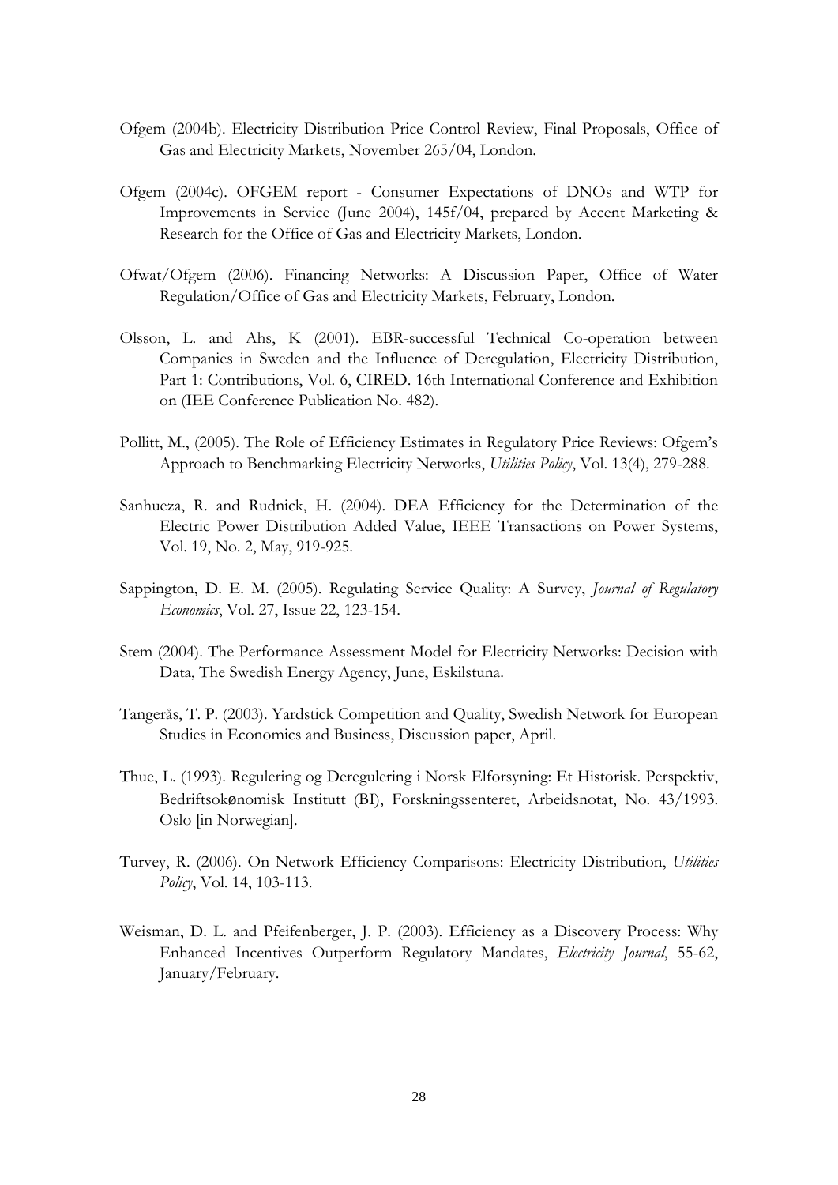Ofgem (2004b). Electricity Distribution Price Control Review, Final Proposals, Office of Gas and Electricity Markets, November 265/04, London.

Ofgem (2004c). OFGEM report - Consumer Expectations of DNOs and WTP for Improvements in Service (June 2004), 145f/04, prepared by Accent Marketing & Research for the Office of Gas and Electricity Markets, London.

Ofwat/Ofgem (2006). Financing Networks: A Discussion Paper, Office of Water Regulation/Office of Gas and Electricity Markets, February, London.

Olsson, L. and Ahs, K (2001). EBR-successful Technical Co-operation between Companies in Sweden and the Influence of Deregulation, Electricity Distribution, Part 1: Contributions, Vol. 6, CIRED. 16th International Conference and Exhibition on (IEE Conference Publication No. 482).

Pollitt, M., (2005). The Role of Efficiency Estimates in Regulatory Price Reviews: Ofgem's Approach to Benchmarking Electricity Networks, *Utilities Policy*, Vol. 13(4), 279-288.

Sanhueza, R. and Rudnick, H. (2004). DEA Efficiency for the Determination of the Electric Power Distribution Added Value, IEEE Transactions on Power Systems, Vol. 19, No. 2, May, 919-925.

Sappington, D. E. M. (2005). Regulating Service Quality: A Survey, *Journal of Regulatory Economics*, Vol. 27, Issue 22, 123-154.

Stem (2004). The Performance Assessment Model for Electricity Networks: Decision with Data, The Swedish Energy Agency, June, Eskilstuna.

Tangerås, T. P. (2003). Yardstick Competition and Quality, Swedish Network for European Studies in Economics and Business, Discussion paper, April.

Thue, L. (1993). Regulering og Deregulering i Norsk Elforsyning: Et Historisk. Perspektiv, Bedriftsokønomisk Institutt (BI), Forskningssenteret, Arbeidsnotat, No. 43/1993. Oslo [in Norwegian].

Turvey, R. (2006). On Network Efficiency Comparisons: Electricity Distribution, *Utilities Policy*, Vol. 14, 103-113.

Weisman, D. L. and Pfeifenberger, J. P. (2003). Efficiency as a Discovery Process: Why Enhanced Incentives Outperform Regulatory Mandates, *Electricity Journal*, 55-62, January/February.